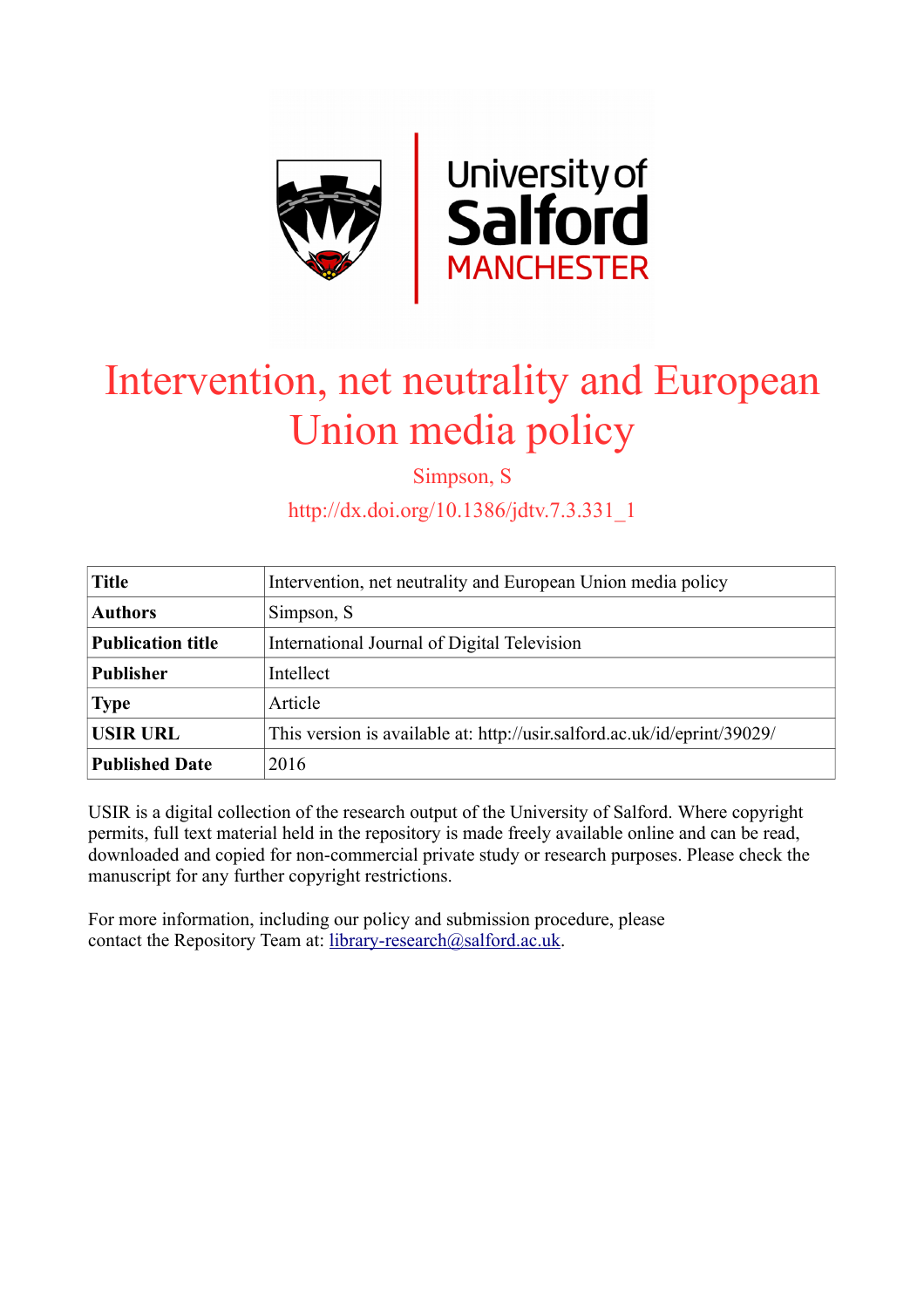# Intervention, net neutrality and European Union media policy

Simpson, S

http://dx.doi.org/10.1386/jdtv.7.3.331_1

| **Title** | Intervention, net neutrality and European Union media policy |
|---|---|
| **Authors** | Simpson, S |
| **Publication title** | International Journal of Digital Television |
| **Publisher** | Intellect |
| **Type** | Article |
| **USIR URL** | This version is available at: http://usir.salford.ac.uk/id/eprint/39029/ |
| **Published Date** | 2016 |

USIR is a digital collection of the research output of the University of Salford. Where copyright permits, full text material held in the repository is made freely available online and can be read, downloaded and copied for non-commercial private study or research purposes. Please check the manuscript for any further copyright restrictions.

For more information, including our policy and submission procedure, please contact the Repository Team at: library-research@salford.ac.uk.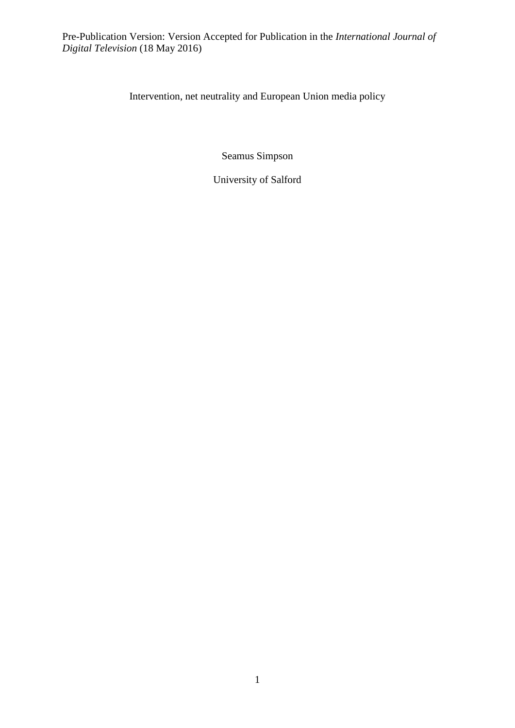Pre-Publication Version: Version Accepted for Publication in the *International Journal of Digital Television* (18 May 2016)

Intervention, net neutrality and European Union media policy

Seamus Simpson

University of Salford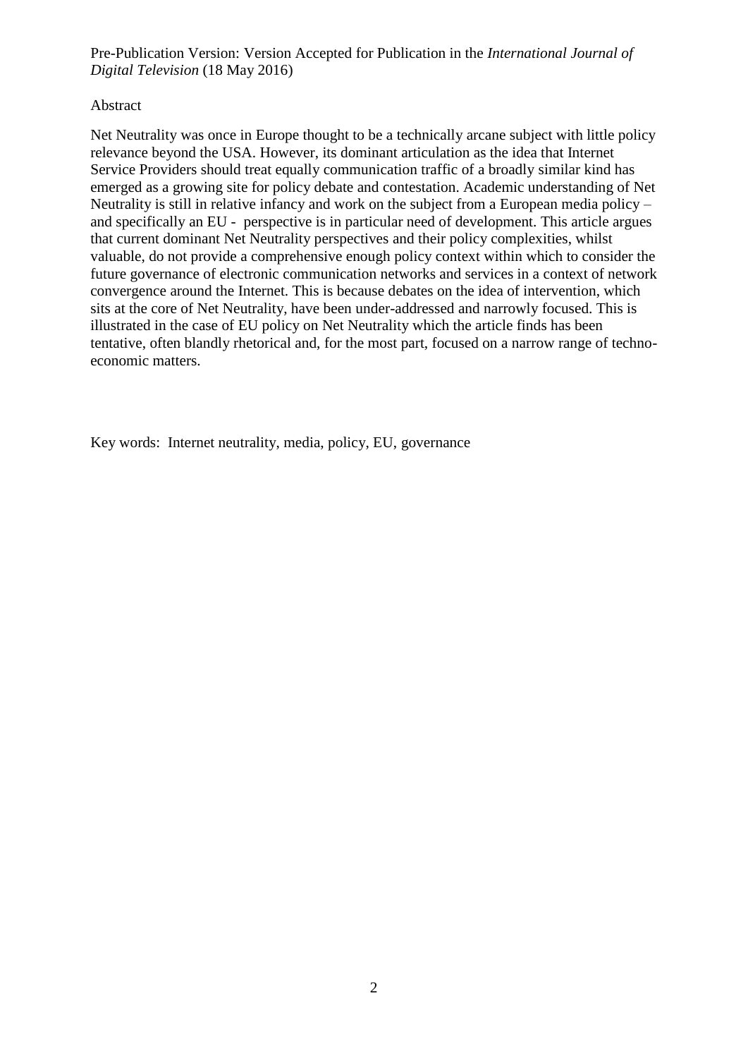Abstract

Net Neutrality was once in Europe thought to be a technically arcane subject with little policy relevance beyond the USA. However, its dominant articulation as the idea that Internet Service Providers should treat equally communication traffic of a broadly similar kind has emerged as a growing site for policy debate and contestation. Academic understanding of Net Neutrality is still in relative infancy and work on the subject from a European media policy – and specifically an EU - perspective is in particular need of development. This article argues that current dominant Net Neutrality perspectives and their policy complexities, whilst valuable, do not provide a comprehensive enough policy context within which to consider the future governance of electronic communication networks and services in a context of network convergence around the Internet. This is because debates on the idea of intervention, which sits at the core of Net Neutrality, have been under-addressed and narrowly focused. This is illustrated in the case of EU policy on Net Neutrality which the article finds has been tentative, often blandly rhetorical and, for the most part, focused on a narrow range of techno-economic matters.

Key words: Internet neutrality, media, policy, EU, governance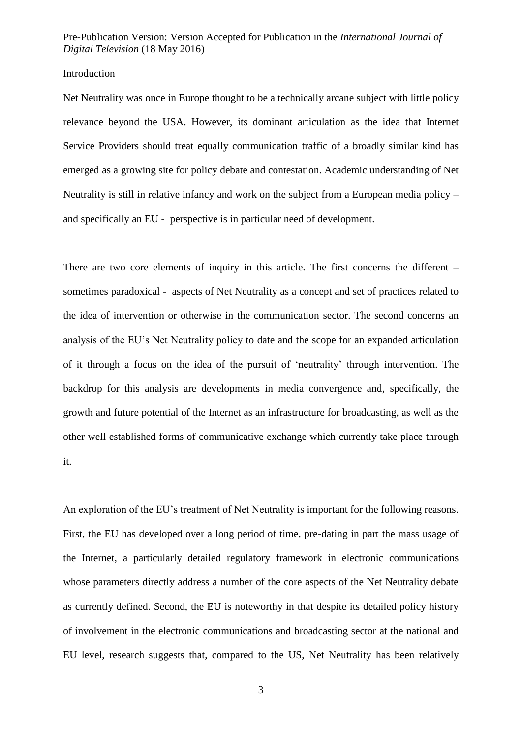## Introduction

Net Neutrality was once in Europe thought to be a technically arcane subject with little policy relevance beyond the USA. However, its dominant articulation as the idea that Internet Service Providers should treat equally communication traffic of a broadly similar kind has emerged as a growing site for policy debate and contestation. Academic understanding of Net Neutrality is still in relative infancy and work on the subject from a European media policy – and specifically an EU - perspective is in particular need of development.

There are two core elements of inquiry in this article. The first concerns the different – sometimes paradoxical - aspects of Net Neutrality as a concept and set of practices related to the idea of intervention or otherwise in the communication sector. The second concerns an analysis of the EU's Net Neutrality policy to date and the scope for an expanded articulation of it through a focus on the idea of the pursuit of 'neutrality' through intervention. The backdrop for this analysis are developments in media convergence and, specifically, the growth and future potential of the Internet as an infrastructure for broadcasting, as well as the other well established forms of communicative exchange which currently take place through it.

An exploration of the EU's treatment of Net Neutrality is important for the following reasons. First, the EU has developed over a long period of time, pre-dating in part the mass usage of the Internet, a particularly detailed regulatory framework in electronic communications whose parameters directly address a number of the core aspects of the Net Neutrality debate as currently defined. Second, the EU is noteworthy in that despite its detailed policy history of involvement in the electronic communications and broadcasting sector at the national and EU level, research suggests that, compared to the US, Net Neutrality has been relatively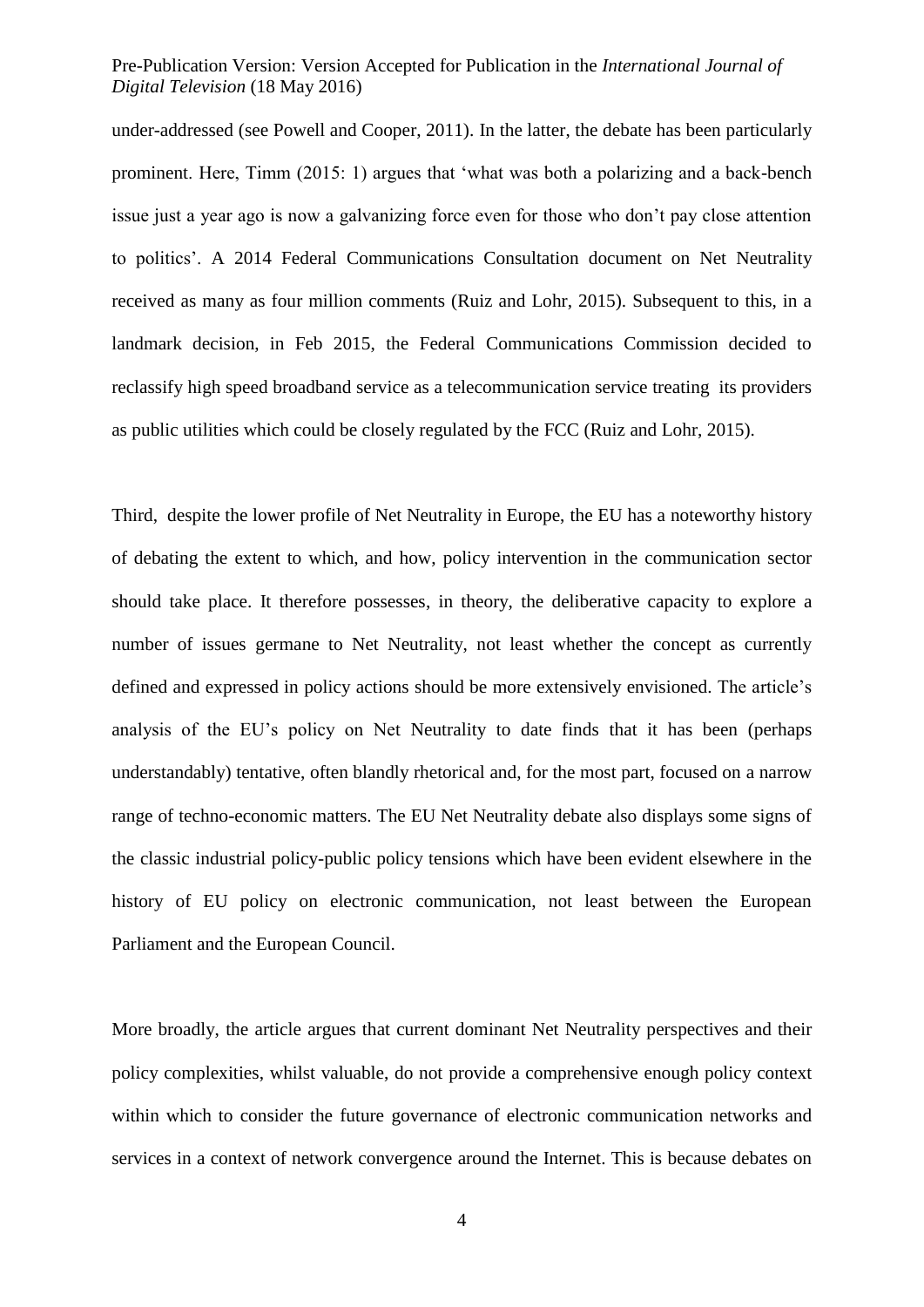under-addressed (see Powell and Cooper, 2011). In the latter, the debate has been particularly prominent. Here, Timm (2015: 1) argues that 'what was both a polarizing and a back-bench issue just a year ago is now a galvanizing force even for those who don't pay close attention to politics'. A 2014 Federal Communications Consultation document on Net Neutrality received as many as four million comments (Ruiz and Lohr, 2015). Subsequent to this, in a landmark decision, in Feb 2015, the Federal Communications Commission decided to reclassify high speed broadband service as a telecommunication service treating its providers as public utilities which could be closely regulated by the FCC (Ruiz and Lohr, 2015).

Third, despite the lower profile of Net Neutrality in Europe, the EU has a noteworthy history of debating the extent to which, and how, policy intervention in the communication sector should take place. It therefore possesses, in theory, the deliberative capacity to explore a number of issues germane to Net Neutrality, not least whether the concept as currently defined and expressed in policy actions should be more extensively envisioned. The article's analysis of the EU's policy on Net Neutrality to date finds that it has been (perhaps understandably) tentative, often blandly rhetorical and, for the most part, focused on a narrow range of techno-economic matters. The EU Net Neutrality debate also displays some signs of the classic industrial policy-public policy tensions which have been evident elsewhere in the history of EU policy on electronic communication, not least between the European Parliament and the European Council.

More broadly, the article argues that current dominant Net Neutrality perspectives and their policy complexities, whilst valuable, do not provide a comprehensive enough policy context within which to consider the future governance of electronic communication networks and services in a context of network convergence around the Internet. This is because debates on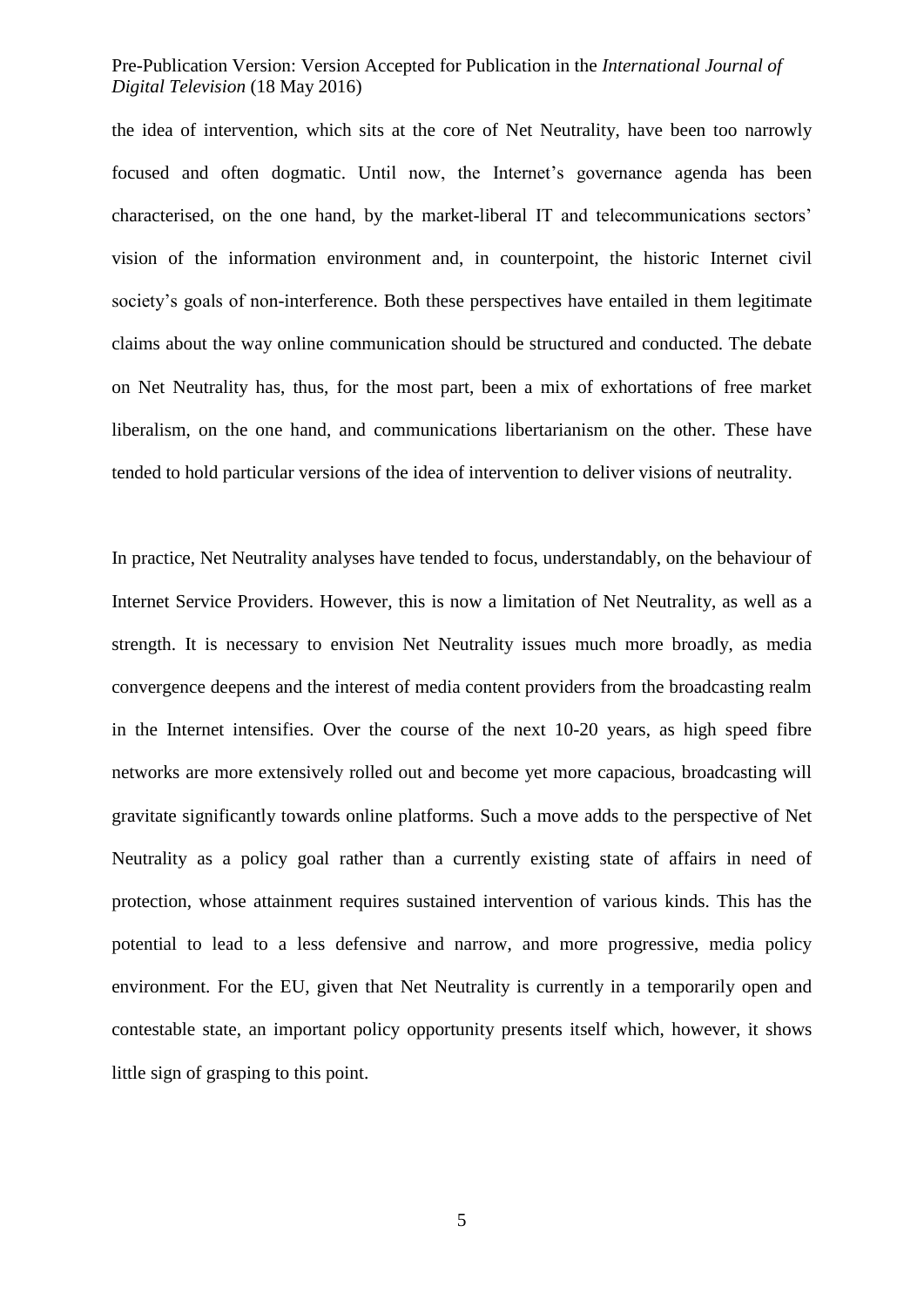the idea of intervention, which sits at the core of Net Neutrality, have been too narrowly focused and often dogmatic. Until now, the Internet's governance agenda has been characterised, on the one hand, by the market-liberal IT and telecommunications sectors' vision of the information environment and, in counterpoint, the historic Internet civil society's goals of non-interference. Both these perspectives have entailed in them legitimate claims about the way online communication should be structured and conducted. The debate on Net Neutrality has, thus, for the most part, been a mix of exhortations of free market liberalism, on the one hand, and communications libertarianism on the other. These have tended to hold particular versions of the idea of intervention to deliver visions of neutrality.

In practice, Net Neutrality analyses have tended to focus, understandably, on the behaviour of Internet Service Providers. However, this is now a limitation of Net Neutrality, as well as a strength. It is necessary to envision Net Neutrality issues much more broadly, as media convergence deepens and the interest of media content providers from the broadcasting realm in the Internet intensifies. Over the course of the next 10-20 years, as high speed fibre networks are more extensively rolled out and become yet more capacious, broadcasting will gravitate significantly towards online platforms. Such a move adds to the perspective of Net Neutrality as a policy goal rather than a currently existing state of affairs in need of protection, whose attainment requires sustained intervention of various kinds. This has the potential to lead to a less defensive and narrow, and more progressive, media policy environment. For the EU, given that Net Neutrality is currently in a temporarily open and contestable state, an important policy opportunity presents itself which, however, it shows little sign of grasping to this point.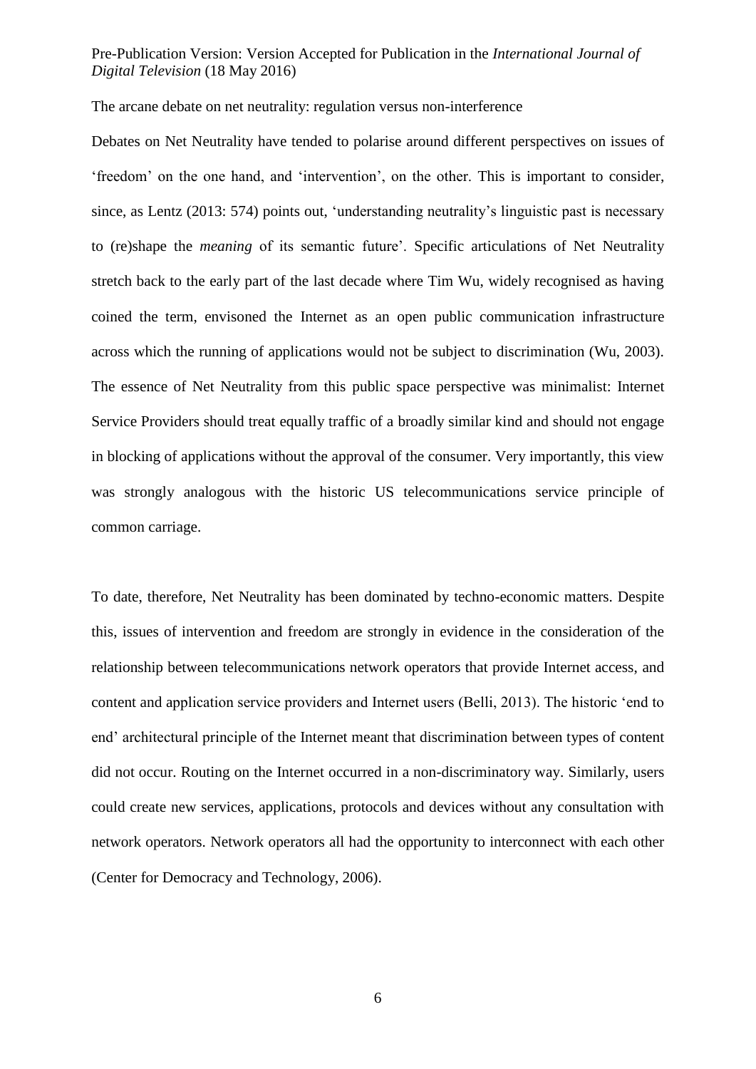The arcane debate on net neutrality: regulation versus non-interference

Debates on Net Neutrality have tended to polarise around different perspectives on issues of 'freedom' on the one hand, and 'intervention', on the other. This is important to consider, since, as Lentz (2013: 574) points out, 'understanding neutrality's linguistic past is necessary to (re)shape the *meaning* of its semantic future'. Specific articulations of Net Neutrality stretch back to the early part of the last decade where Tim Wu, widely recognised as having coined the term, envisoned the Internet as an open public communication infrastructure across which the running of applications would not be subject to discrimination (Wu, 2003). The essence of Net Neutrality from this public space perspective was minimalist: Internet Service Providers should treat equally traffic of a broadly similar kind and should not engage in blocking of applications without the approval of the consumer. Very importantly, this view was strongly analogous with the historic US telecommunications service principle of common carriage.

To date, therefore, Net Neutrality has been dominated by techno-economic matters. Despite this, issues of intervention and freedom are strongly in evidence in the consideration of the relationship between telecommunications network operators that provide Internet access, and content and application service providers and Internet users (Belli, 2013). The historic 'end to end' architectural principle of the Internet meant that discrimination between types of content did not occur. Routing on the Internet occurred in a non-discriminatory way. Similarly, users could create new services, applications, protocols and devices without any consultation with network operators. Network operators all had the opportunity to interconnect with each other (Center for Democracy and Technology, 2006).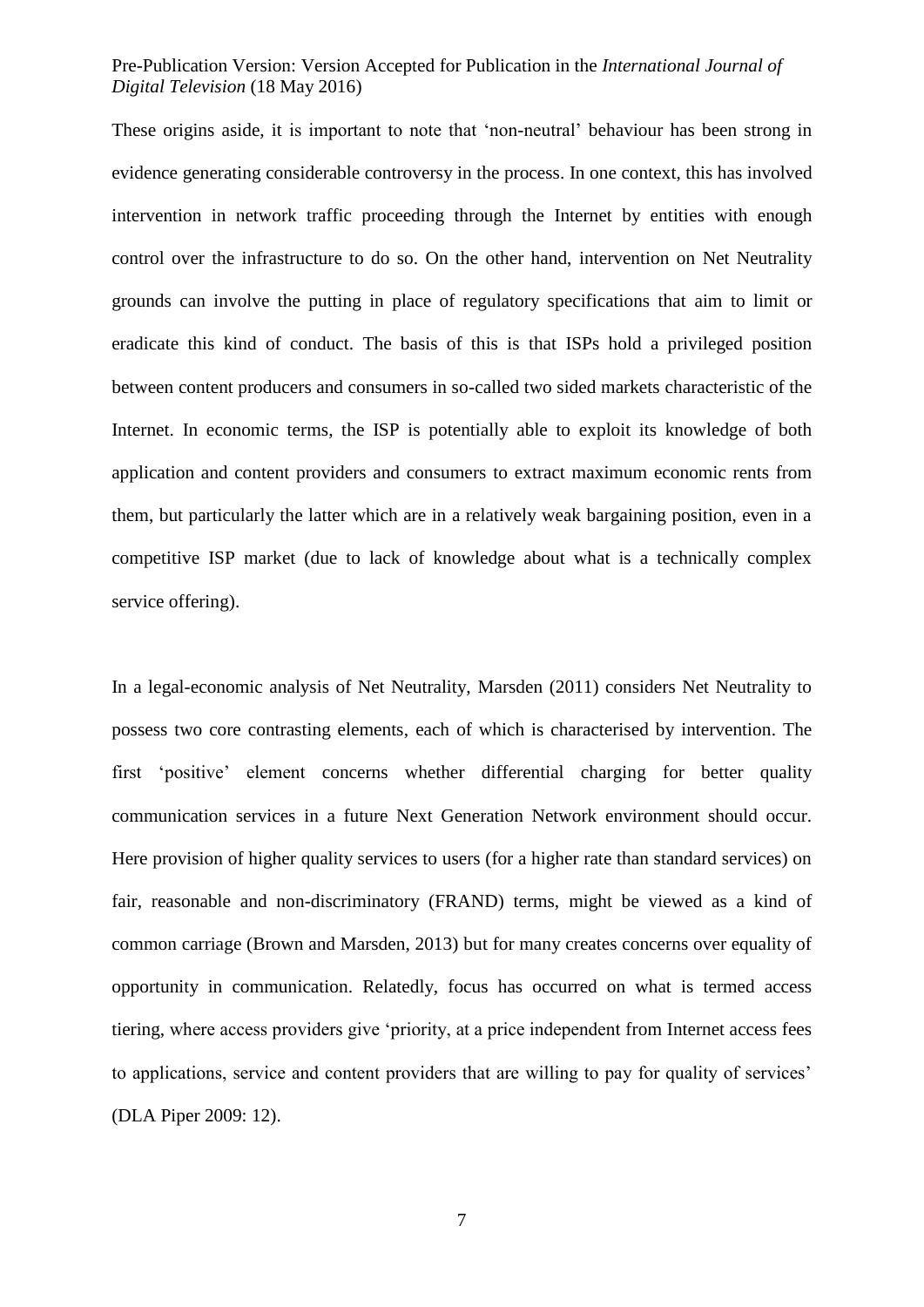These origins aside, it is important to note that 'non-neutral' behaviour has been strong in evidence generating considerable controversy in the process. In one context, this has involved intervention in network traffic proceeding through the Internet by entities with enough control over the infrastructure to do so. On the other hand, intervention on Net Neutrality grounds can involve the putting in place of regulatory specifications that aim to limit or eradicate this kind of conduct. The basis of this is that ISPs hold a privileged position between content producers and consumers in so-called two sided markets characteristic of the Internet. In economic terms, the ISP is potentially able to exploit its knowledge of both application and content providers and consumers to extract maximum economic rents from them, but particularly the latter which are in a relatively weak bargaining position, even in a competitive ISP market (due to lack of knowledge about what is a technically complex service offering).

In a legal-economic analysis of Net Neutrality, Marsden (2011) considers Net Neutrality to possess two core contrasting elements, each of which is characterised by intervention. The first 'positive' element concerns whether differential charging for better quality communication services in a future Next Generation Network environment should occur. Here provision of higher quality services to users (for a higher rate than standard services) on fair, reasonable and non-discriminatory (FRAND) terms, might be viewed as a kind of common carriage (Brown and Marsden, 2013) but for many creates concerns over equality of opportunity in communication. Relatedly, focus has occurred on what is termed access tiering, where access providers give 'priority, at a price independent from Internet access fees to applications, service and content providers that are willing to pay for quality of services' (DLA Piper 2009: 12).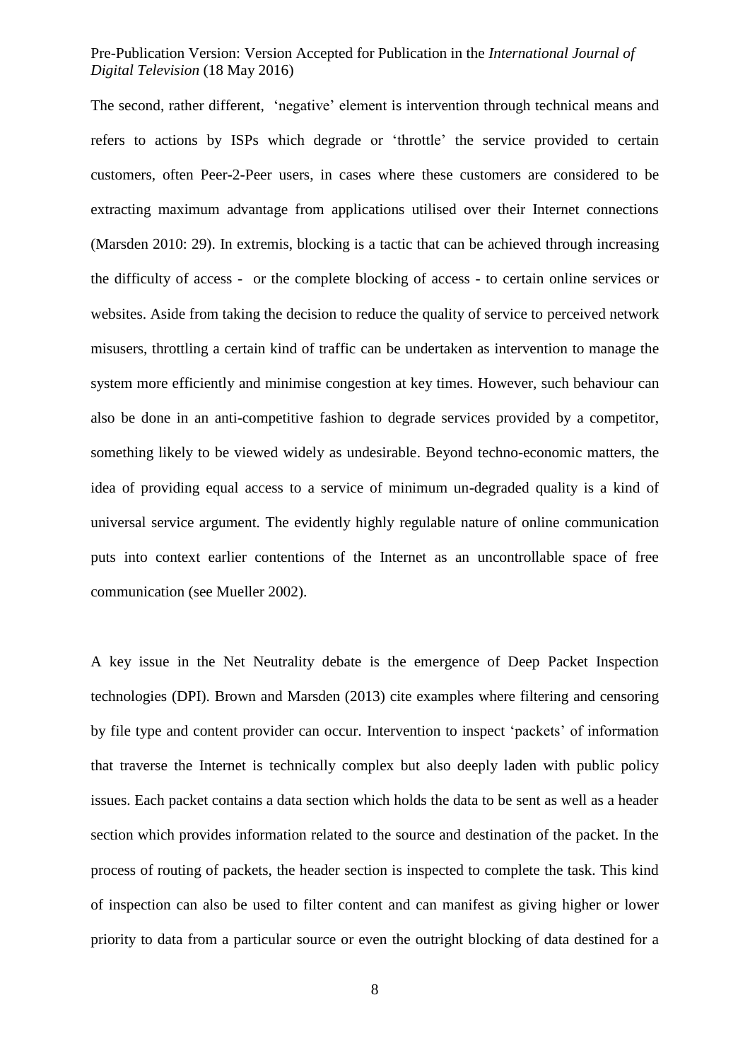The second, rather different, 'negative' element is intervention through technical means and refers to actions by ISPs which degrade or 'throttle' the service provided to certain customers, often Peer-2-Peer users, in cases where these customers are considered to be extracting maximum advantage from applications utilised over their Internet connections (Marsden 2010: 29). In extremis, blocking is a tactic that can be achieved through increasing the difficulty of access - or the complete blocking of access - to certain online services or websites. Aside from taking the decision to reduce the quality of service to perceived network misusers, throttling a certain kind of traffic can be undertaken as intervention to manage the system more efficiently and minimise congestion at key times. However, such behaviour can also be done in an anti-competitive fashion to degrade services provided by a competitor, something likely to be viewed widely as undesirable. Beyond techno-economic matters, the idea of providing equal access to a service of minimum un-degraded quality is a kind of universal service argument. The evidently highly regulable nature of online communication puts into context earlier contentions of the Internet as an uncontrollable space of free communication (see Mueller 2002).

A key issue in the Net Neutrality debate is the emergence of Deep Packet Inspection technologies (DPI). Brown and Marsden (2013) cite examples where filtering and censoring by file type and content provider can occur. Intervention to inspect 'packets' of information that traverse the Internet is technically complex but also deeply laden with public policy issues. Each packet contains a data section which holds the data to be sent as well as a header section which provides information related to the source and destination of the packet. In the process of routing of packets, the header section is inspected to complete the task. This kind of inspection can also be used to filter content and can manifest as giving higher or lower priority to data from a particular source or even the outright blocking of data destined for a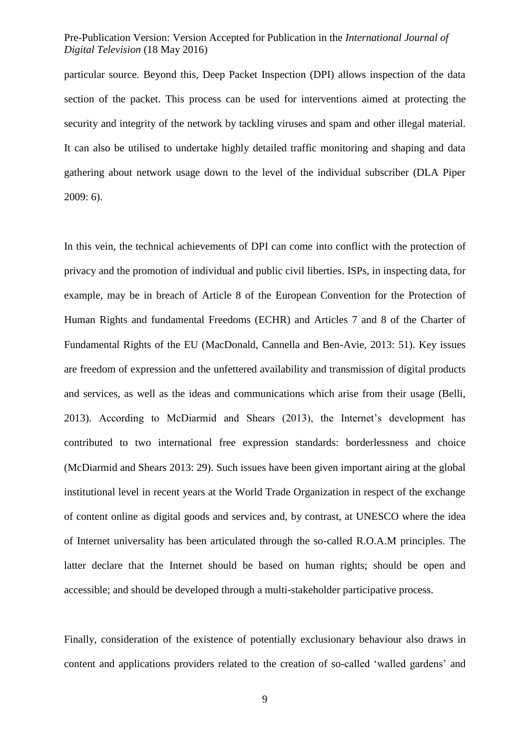particular source. Beyond this, Deep Packet Inspection (DPI) allows inspection of the data section of the packet. This process can be used for interventions aimed at protecting the security and integrity of the network by tackling viruses and spam and other illegal material. It can also be utilised to undertake highly detailed traffic monitoring and shaping and data gathering about network usage down to the level of the individual subscriber (DLA Piper 2009: 6).

In this vein, the technical achievements of DPI can come into conflict with the protection of privacy and the promotion of individual and public civil liberties. ISPs, in inspecting data, for example, may be in breach of Article 8 of the European Convention for the Protection of Human Rights and fundamental Freedoms (ECHR) and Articles 7 and 8 of the Charter of Fundamental Rights of the EU (MacDonald, Cannella and Ben-Avie, 2013: 51). Key issues are freedom of expression and the unfettered availability and transmission of digital products and services, as well as the ideas and communications which arise from their usage (Belli, 2013). According to McDiarmid and Shears (2013), the Internet's development has contributed to two international free expression standards: borderlessness and choice (McDiarmid and Shears 2013: 29). Such issues have been given important airing at the global institutional level in recent years at the World Trade Organization in respect of the exchange of content online as digital goods and services and, by contrast, at UNESCO where the idea of Internet universality has been articulated through the so-called R.O.A.M principles. The latter declare that the Internet should be based on human rights; should be open and accessible; and should be developed through a multi-stakeholder participative process.

Finally, consideration of the existence of potentially exclusionary behaviour also draws in content and applications providers related to the creation of so-called 'walled gardens' and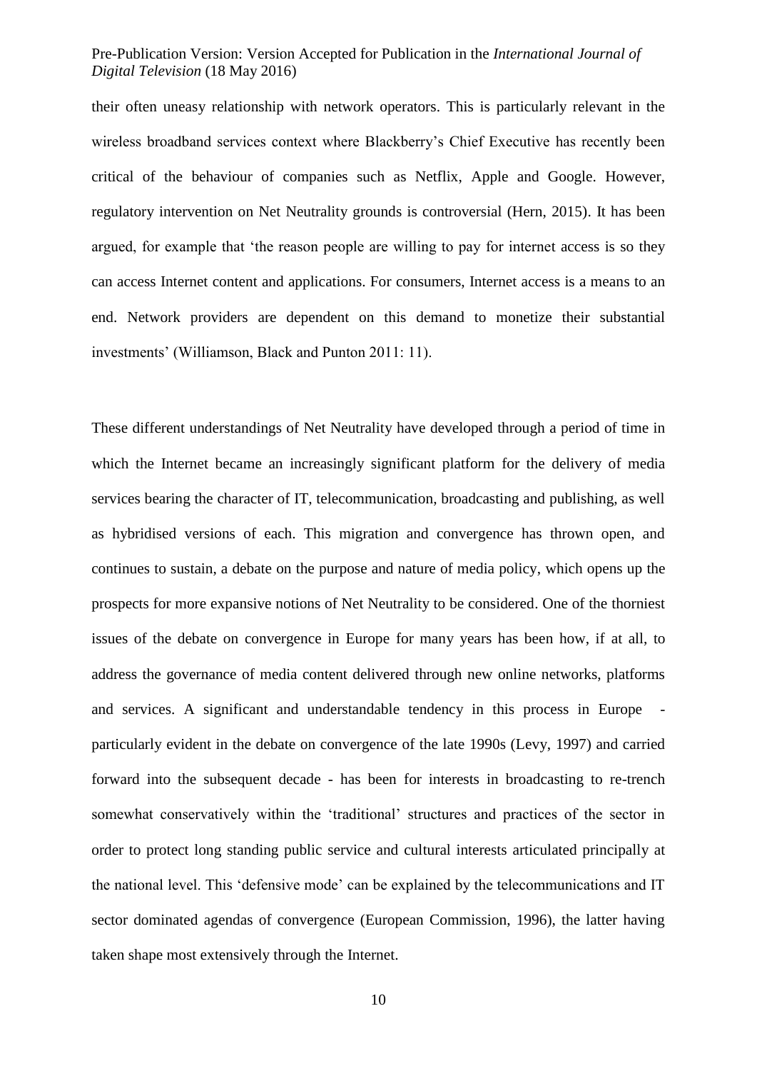their often uneasy relationship with network operators. This is particularly relevant in the wireless broadband services context where Blackberry's Chief Executive has recently been critical of the behaviour of companies such as Netflix, Apple and Google. However, regulatory intervention on Net Neutrality grounds is controversial (Hern, 2015). It has been argued, for example that 'the reason people are willing to pay for internet access is so they can access Internet content and applications. For consumers, Internet access is a means to an end. Network providers are dependent on this demand to monetize their substantial investments' (Williamson, Black and Punton 2011: 11).

These different understandings of Net Neutrality have developed through a period of time in which the Internet became an increasingly significant platform for the delivery of media services bearing the character of IT, telecommunication, broadcasting and publishing, as well as hybridised versions of each. This migration and convergence has thrown open, and continues to sustain, a debate on the purpose and nature of media policy, which opens up the prospects for more expansive notions of Net Neutrality to be considered. One of the thorniest issues of the debate on convergence in Europe for many years has been how, if at all, to address the governance of media content delivered through new online networks, platforms and services. A significant and understandable tendency in this process in Europe - particularly evident in the debate on convergence of the late 1990s (Levy, 1997) and carried forward into the subsequent decade - has been for interests in broadcasting to re-trench somewhat conservatively within the 'traditional' structures and practices of the sector in order to protect long standing public service and cultural interests articulated principally at the national level. This 'defensive mode' can be explained by the telecommunications and IT sector dominated agendas of convergence (European Commission, 1996), the latter having taken shape most extensively through the Internet.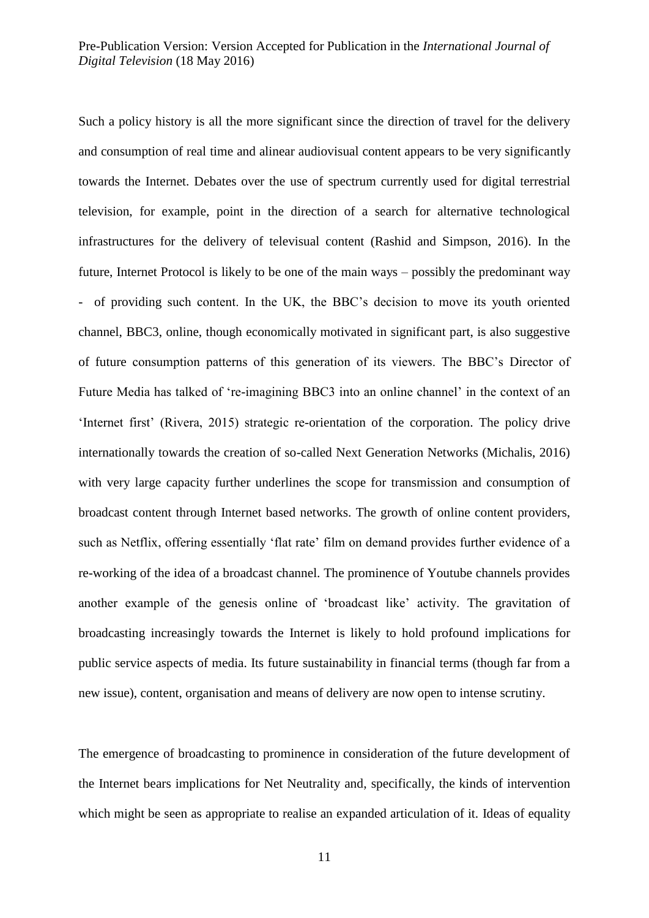Such a policy history is all the more significant since the direction of travel for the delivery and consumption of real time and alinear audiovisual content appears to be very significantly towards the Internet. Debates over the use of spectrum currently used for digital terrestrial television, for example, point in the direction of a search for alternative technological infrastructures for the delivery of televisual content (Rashid and Simpson, 2016). In the future, Internet Protocol is likely to be one of the main ways – possibly the predominant way - of providing such content. In the UK, the BBC's decision to move its youth oriented channel, BBC3, online, though economically motivated in significant part, is also suggestive of future consumption patterns of this generation of its viewers. The BBC's Director of Future Media has talked of 're-imagining BBC3 into an online channel' in the context of an 'Internet first' (Rivera, 2015) strategic re-orientation of the corporation. The policy drive internationally towards the creation of so-called Next Generation Networks (Michalis, 2016) with very large capacity further underlines the scope for transmission and consumption of broadcast content through Internet based networks. The growth of online content providers, such as Netflix, offering essentially 'flat rate' film on demand provides further evidence of a re-working of the idea of a broadcast channel. The prominence of Youtube channels provides another example of the genesis online of 'broadcast like' activity. The gravitation of broadcasting increasingly towards the Internet is likely to hold profound implications for public service aspects of media. Its future sustainability in financial terms (though far from a new issue), content, organisation and means of delivery are now open to intense scrutiny.

The emergence of broadcasting to prominence in consideration of the future development of the Internet bears implications for Net Neutrality and, specifically, the kinds of intervention which might be seen as appropriate to realise an expanded articulation of it. Ideas of equality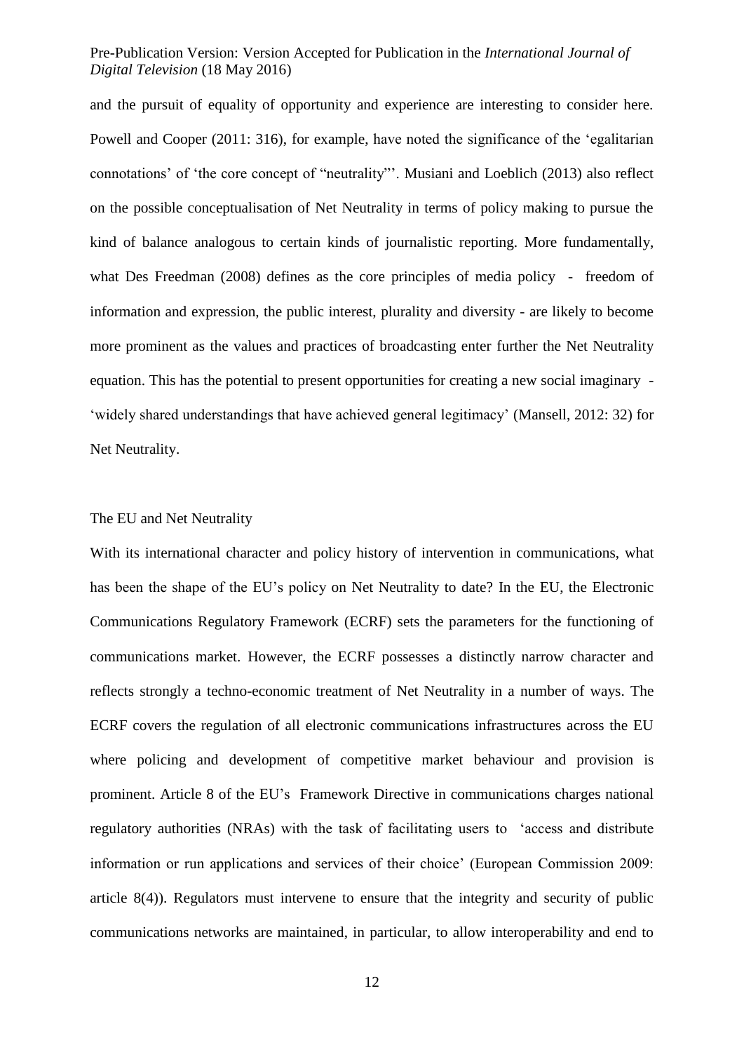and the pursuit of equality of opportunity and experience are interesting to consider here. Powell and Cooper (2011: 316), for example, have noted the significance of the 'egalitarian connotations' of 'the core concept of "neutrality"'. Musiani and Loeblich (2013) also reflect on the possible conceptualisation of Net Neutrality in terms of policy making to pursue the kind of balance analogous to certain kinds of journalistic reporting. More fundamentally, what Des Freedman (2008) defines as the core principles of media policy - freedom of information and expression, the public interest, plurality and diversity - are likely to become more prominent as the values and practices of broadcasting enter further the Net Neutrality equation. This has the potential to present opportunities for creating a new social imaginary - 'widely shared understandings that have achieved general legitimacy' (Mansell, 2012: 32) for Net Neutrality.

## The EU and Net Neutrality

With its international character and policy history of intervention in communications, what has been the shape of the EU's policy on Net Neutrality to date? In the EU, the Electronic Communications Regulatory Framework (ECRF) sets the parameters for the functioning of communications market. However, the ECRF possesses a distinctly narrow character and reflects strongly a techno-economic treatment of Net Neutrality in a number of ways. The ECRF covers the regulation of all electronic communications infrastructures across the EU where policing and development of competitive market behaviour and provision is prominent. Article 8 of the EU's Framework Directive in communications charges national regulatory authorities (NRAs) with the task of facilitating users to 'access and distribute information or run applications and services of their choice' (European Commission 2009: article 8(4)). Regulators must intervene to ensure that the integrity and security of public communications networks are maintained, in particular, to allow interoperability and end to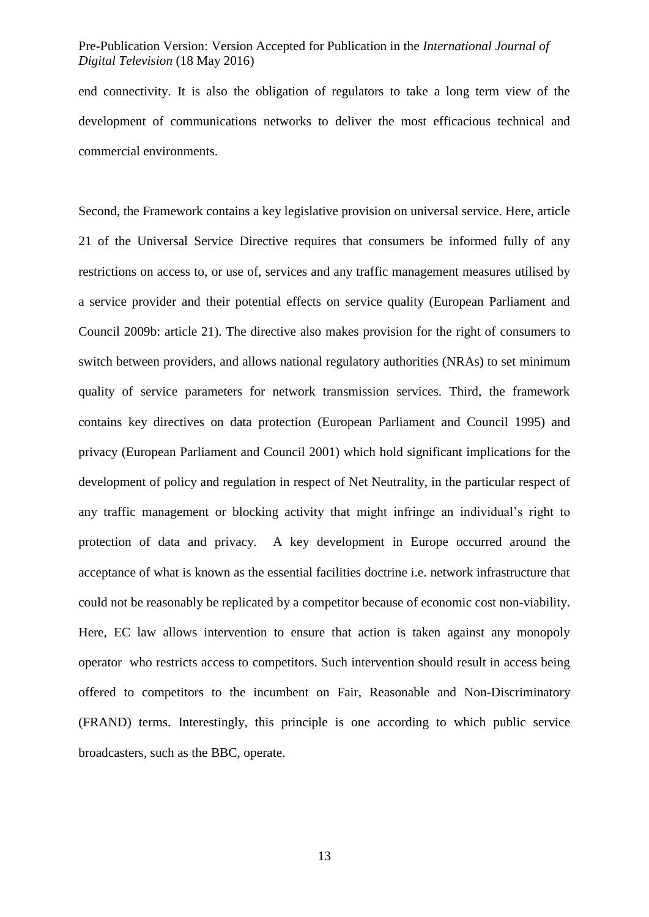end connectivity. It is also the obligation of regulators to take a long term view of the development of communications networks to deliver the most efficacious technical and commercial environments.

Second, the Framework contains a key legislative provision on universal service. Here, article 21 of the Universal Service Directive requires that consumers be informed fully of any restrictions on access to, or use of, services and any traffic management measures utilised by a service provider and their potential effects on service quality (European Parliament and Council 2009b: article 21). The directive also makes provision for the right of consumers to switch between providers, and allows national regulatory authorities (NRAs) to set minimum quality of service parameters for network transmission services. Third, the framework contains key directives on data protection (European Parliament and Council 1995) and privacy (European Parliament and Council 2001) which hold significant implications for the development of policy and regulation in respect of Net Neutrality, in the particular respect of any traffic management or blocking activity that might infringe an individual's right to protection of data and privacy. A key development in Europe occurred around the acceptance of what is known as the essential facilities doctrine i.e. network infrastructure that could not be reasonably be replicated by a competitor because of economic cost non-viability. Here, EC law allows intervention to ensure that action is taken against any monopoly operator who restricts access to competitors. Such intervention should result in access being offered to competitors to the incumbent on Fair, Reasonable and Non-Discriminatory (FRAND) terms. Interestingly, this principle is one according to which public service broadcasters, such as the BBC, operate.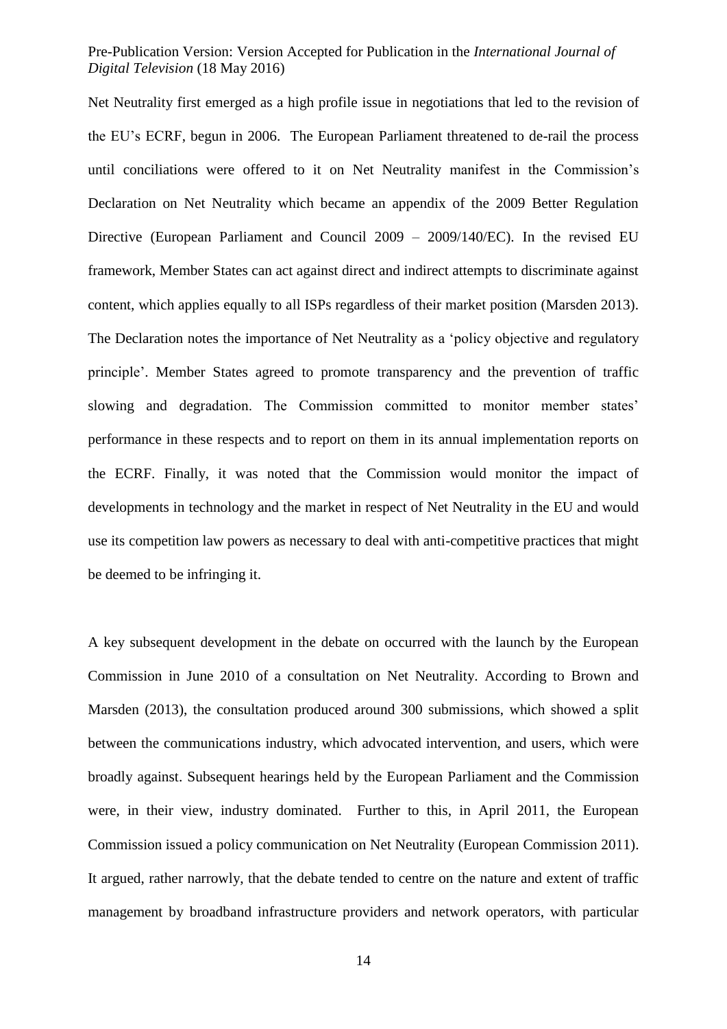Net Neutrality first emerged as a high profile issue in negotiations that led to the revision of the EU's ECRF, begun in 2006. The European Parliament threatened to de-rail the process until conciliations were offered to it on Net Neutrality manifest in the Commission's Declaration on Net Neutrality which became an appendix of the 2009 Better Regulation Directive (European Parliament and Council 2009 – 2009/140/EC). In the revised EU framework, Member States can act against direct and indirect attempts to discriminate against content, which applies equally to all ISPs regardless of their market position (Marsden 2013). The Declaration notes the importance of Net Neutrality as a 'policy objective and regulatory principle'. Member States agreed to promote transparency and the prevention of traffic slowing and degradation. The Commission committed to monitor member states' performance in these respects and to report on them in its annual implementation reports on the ECRF. Finally, it was noted that the Commission would monitor the impact of developments in technology and the market in respect of Net Neutrality in the EU and would use its competition law powers as necessary to deal with anti-competitive practices that might be deemed to be infringing it.

A key subsequent development in the debate on occurred with the launch by the European Commission in June 2010 of a consultation on Net Neutrality. According to Brown and Marsden (2013), the consultation produced around 300 submissions, which showed a split between the communications industry, which advocated intervention, and users, which were broadly against. Subsequent hearings held by the European Parliament and the Commission were, in their view, industry dominated. Further to this, in April 2011, the European Commission issued a policy communication on Net Neutrality (European Commission 2011). It argued, rather narrowly, that the debate tended to centre on the nature and extent of traffic management by broadband infrastructure providers and network operators, with particular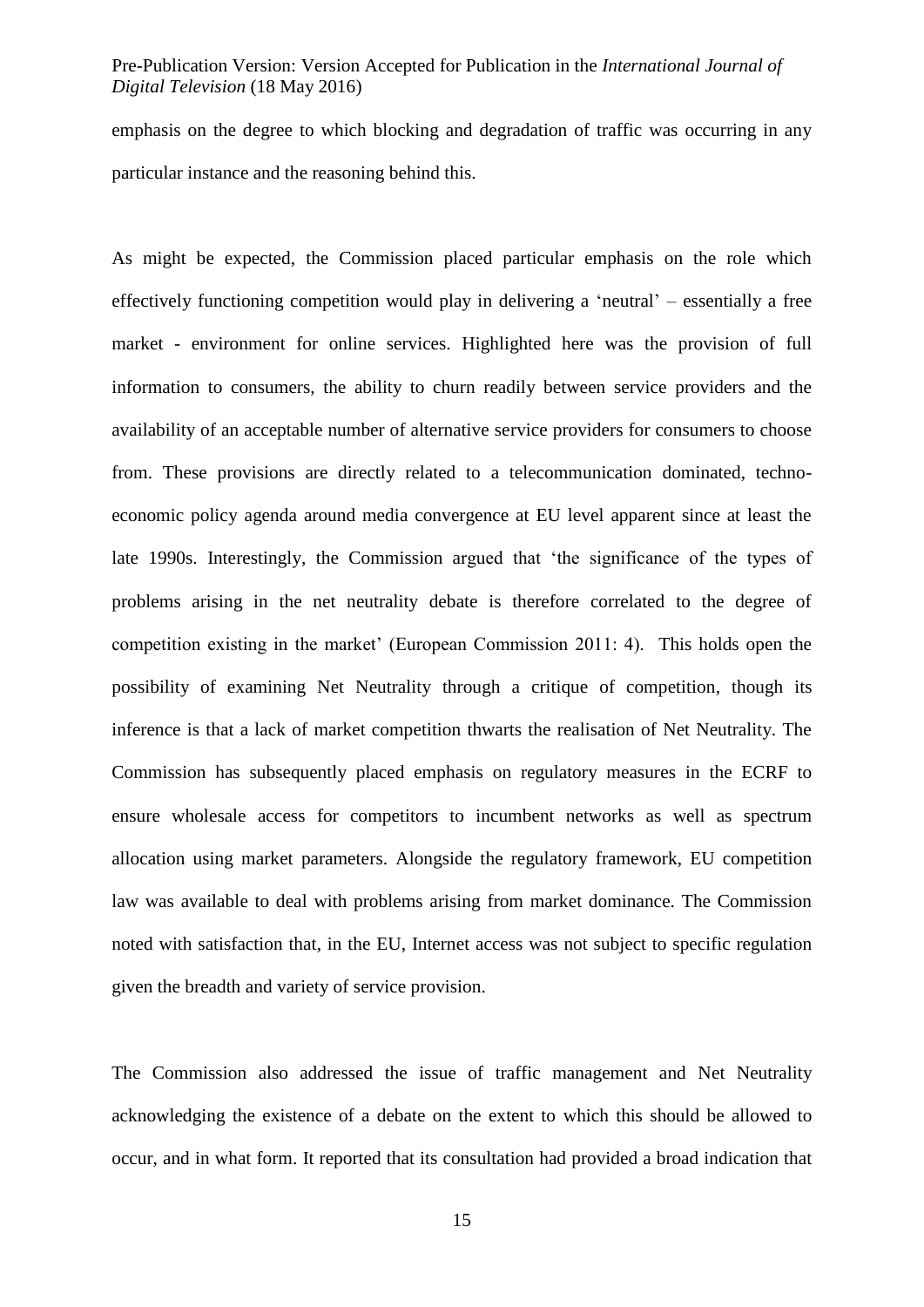emphasis on the degree to which blocking and degradation of traffic was occurring in any particular instance and the reasoning behind this.

As might be expected, the Commission placed particular emphasis on the role which effectively functioning competition would play in delivering a 'neutral' – essentially a free market - environment for online services. Highlighted here was the provision of full information to consumers, the ability to churn readily between service providers and the availability of an acceptable number of alternative service providers for consumers to choose from. These provisions are directly related to a telecommunication dominated, techno-economic policy agenda around media convergence at EU level apparent since at least the late 1990s. Interestingly, the Commission argued that 'the significance of the types of problems arising in the net neutrality debate is therefore correlated to the degree of competition existing in the market' (European Commission 2011: 4). This holds open the possibility of examining Net Neutrality through a critique of competition, though its inference is that a lack of market competition thwarts the realisation of Net Neutrality. The Commission has subsequently placed emphasis on regulatory measures in the ECRF to ensure wholesale access for competitors to incumbent networks as well as spectrum allocation using market parameters. Alongside the regulatory framework, EU competition law was available to deal with problems arising from market dominance. The Commission noted with satisfaction that, in the EU, Internet access was not subject to specific regulation given the breadth and variety of service provision.

The Commission also addressed the issue of traffic management and Net Neutrality acknowledging the existence of a debate on the extent to which this should be allowed to occur, and in what form. It reported that its consultation had provided a broad indication that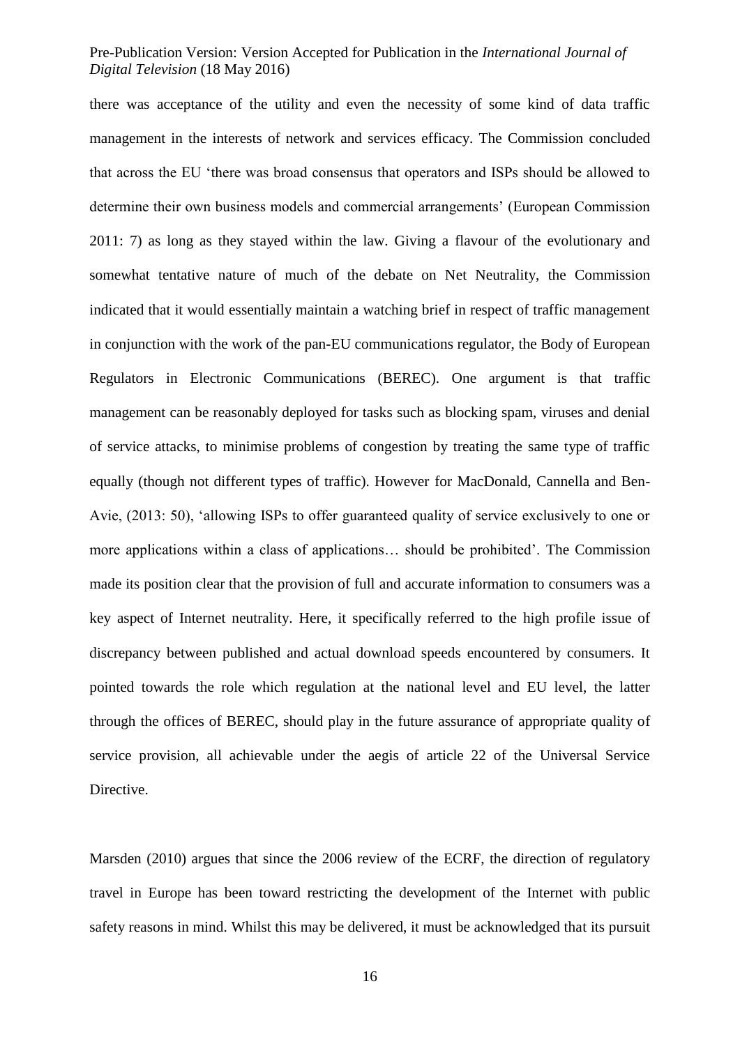there was acceptance of the utility and even the necessity of some kind of data traffic management in the interests of network and services efficacy. The Commission concluded that across the EU 'there was broad consensus that operators and ISPs should be allowed to determine their own business models and commercial arrangements' (European Commission 2011: 7) as long as they stayed within the law. Giving a flavour of the evolutionary and somewhat tentative nature of much of the debate on Net Neutrality, the Commission indicated that it would essentially maintain a watching brief in respect of traffic management in conjunction with the work of the pan-EU communications regulator, the Body of European Regulators in Electronic Communications (BEREC). One argument is that traffic management can be reasonably deployed for tasks such as blocking spam, viruses and denial of service attacks, to minimise problems of congestion by treating the same type of traffic equally (though not different types of traffic). However for MacDonald, Cannella and Ben-Avie, (2013: 50), 'allowing ISPs to offer guaranteed quality of service exclusively to one or more applications within a class of applications… should be prohibited'. The Commission made its position clear that the provision of full and accurate information to consumers was a key aspect of Internet neutrality. Here, it specifically referred to the high profile issue of discrepancy between published and actual download speeds encountered by consumers. It pointed towards the role which regulation at the national level and EU level, the latter through the offices of BEREC, should play in the future assurance of appropriate quality of service provision, all achievable under the aegis of article 22 of the Universal Service Directive.

Marsden (2010) argues that since the 2006 review of the ECRF, the direction of regulatory travel in Europe has been toward restricting the development of the Internet with public safety reasons in mind. Whilst this may be delivered, it must be acknowledged that its pursuit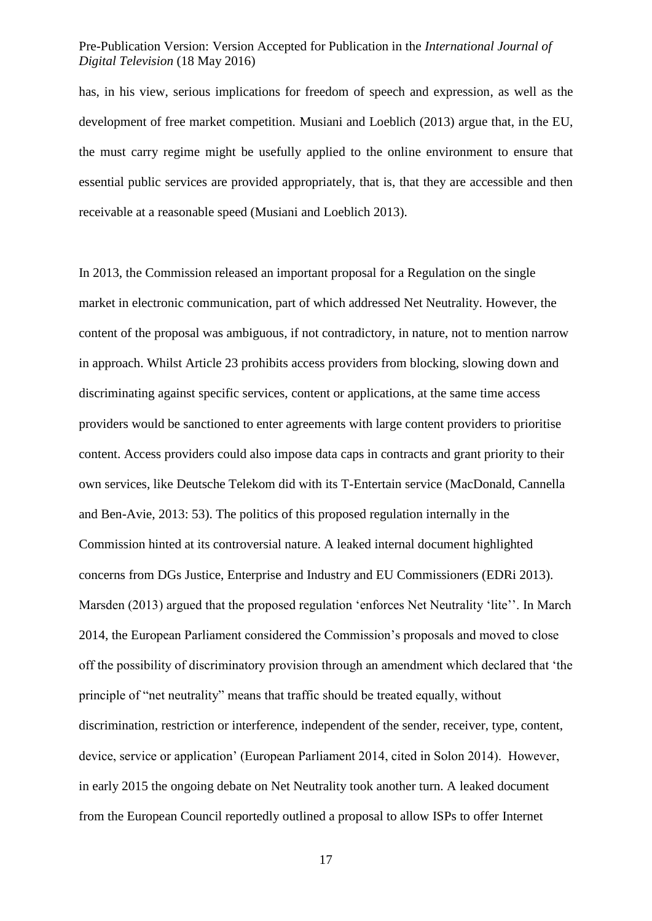has, in his view, serious implications for freedom of speech and expression, as well as the development of free market competition. Musiani and Loeblich (2013) argue that, in the EU, the must carry regime might be usefully applied to the online environment to ensure that essential public services are provided appropriately, that is, that they are accessible and then receivable at a reasonable speed (Musiani and Loeblich 2013).

In 2013, the Commission released an important proposal for a Regulation on the single market in electronic communication, part of which addressed Net Neutrality. However, the content of the proposal was ambiguous, if not contradictory, in nature, not to mention narrow in approach. Whilst Article 23 prohibits access providers from blocking, slowing down and discriminating against specific services, content or applications, at the same time access providers would be sanctioned to enter agreements with large content providers to prioritise content. Access providers could also impose data caps in contracts and grant priority to their own services, like Deutsche Telekom did with its T-Entertain service (MacDonald, Cannella and Ben-Avie, 2013: 53). The politics of this proposed regulation internally in the Commission hinted at its controversial nature. A leaked internal document highlighted concerns from DGs Justice, Enterprise and Industry and EU Commissioners (EDRi 2013). Marsden (2013) argued that the proposed regulation 'enforces Net Neutrality 'lite''. In March 2014, the European Parliament considered the Commission's proposals and moved to close off the possibility of discriminatory provision through an amendment which declared that 'the principle of "net neutrality" means that traffic should be treated equally, without discrimination, restriction or interference, independent of the sender, receiver, type, content, device, service or application' (European Parliament 2014, cited in Solon 2014). However, in early 2015 the ongoing debate on Net Neutrality took another turn. A leaked document from the European Council reportedly outlined a proposal to allow ISPs to offer Internet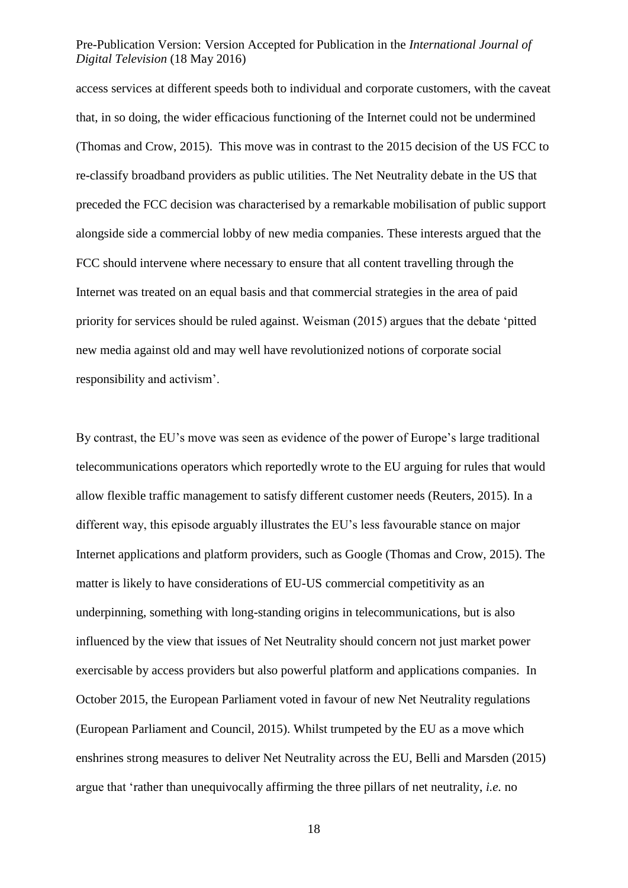access services at different speeds both to individual and corporate customers, with the caveat that, in so doing, the wider efficacious functioning of the Internet could not be undermined (Thomas and Crow, 2015). This move was in contrast to the 2015 decision of the US FCC to re-classify broadband providers as public utilities. The Net Neutrality debate in the US that preceded the FCC decision was characterised by a remarkable mobilisation of public support alongside side a commercial lobby of new media companies. These interests argued that the FCC should intervene where necessary to ensure that all content travelling through the Internet was treated on an equal basis and that commercial strategies in the area of paid priority for services should be ruled against. Weisman (2015) argues that the debate 'pitted new media against old and may well have revolutionized notions of corporate social responsibility and activism'.

By contrast, the EU's move was seen as evidence of the power of Europe's large traditional telecommunications operators which reportedly wrote to the EU arguing for rules that would allow flexible traffic management to satisfy different customer needs (Reuters, 2015). In a different way, this episode arguably illustrates the EU's less favourable stance on major Internet applications and platform providers, such as Google (Thomas and Crow, 2015). The matter is likely to have considerations of EU-US commercial competitivity as an underpinning, something with long-standing origins in telecommunications, but is also influenced by the view that issues of Net Neutrality should concern not just market power exercisable by access providers but also powerful platform and applications companies. In October 2015, the European Parliament voted in favour of new Net Neutrality regulations (European Parliament and Council, 2015). Whilst trumpeted by the EU as a move which enshrines strong measures to deliver Net Neutrality across the EU, Belli and Marsden (2015) argue that 'rather than unequivocally affirming the three pillars of net neutrality, *i.e.* no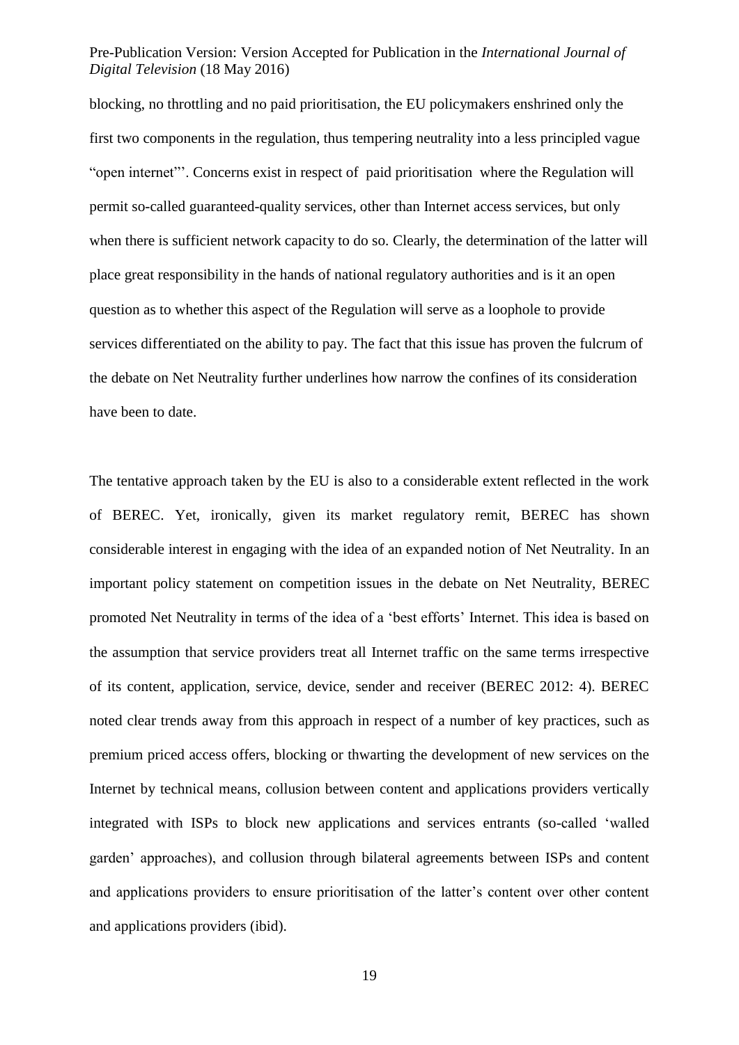blocking, no throttling and no paid prioritisation, the EU policymakers enshrined only the first two components in the regulation, thus tempering neutrality into a less principled vague "open internet"'. Concerns exist in respect of paid prioritisation where the Regulation will permit so-called guaranteed-quality services, other than Internet access services, but only when there is sufficient network capacity to do so. Clearly, the determination of the latter will place great responsibility in the hands of national regulatory authorities and is it an open question as to whether this aspect of the Regulation will serve as a loophole to provide services differentiated on the ability to pay. The fact that this issue has proven the fulcrum of the debate on Net Neutrality further underlines how narrow the confines of its consideration have been to date.

The tentative approach taken by the EU is also to a considerable extent reflected in the work of BEREC. Yet, ironically, given its market regulatory remit, BEREC has shown considerable interest in engaging with the idea of an expanded notion of Net Neutrality. In an important policy statement on competition issues in the debate on Net Neutrality, BEREC promoted Net Neutrality in terms of the idea of a 'best efforts' Internet. This idea is based on the assumption that service providers treat all Internet traffic on the same terms irrespective of its content, application, service, device, sender and receiver (BEREC 2012: 4). BEREC noted clear trends away from this approach in respect of a number of key practices, such as premium priced access offers, blocking or thwarting the development of new services on the Internet by technical means, collusion between content and applications providers vertically integrated with ISPs to block new applications and services entrants (so-called 'walled garden' approaches), and collusion through bilateral agreements between ISPs and content and applications providers to ensure prioritisation of the latter's content over other content and applications providers (ibid).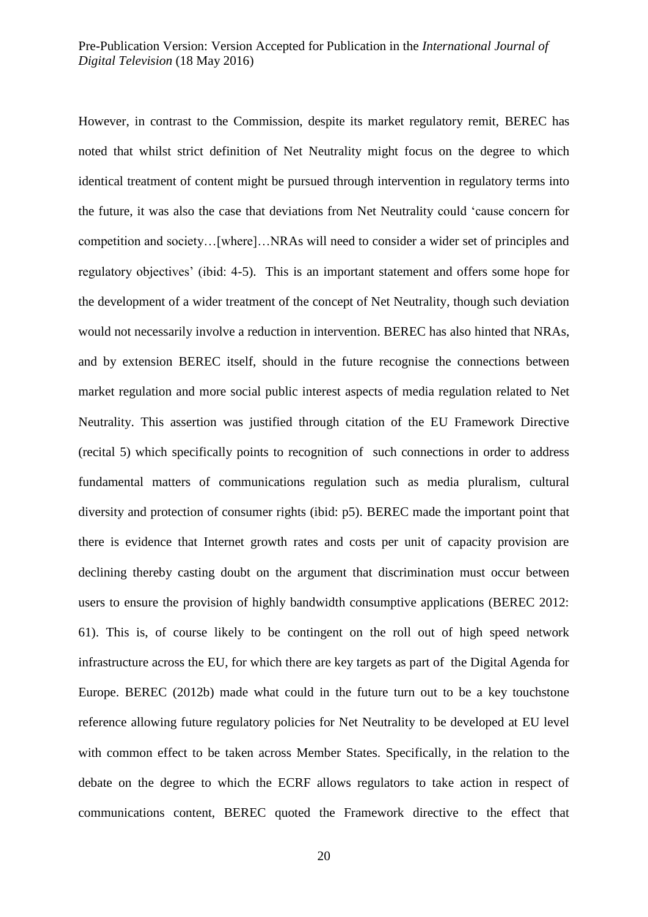However, in contrast to the Commission, despite its market regulatory remit, BEREC has noted that whilst strict definition of Net Neutrality might focus on the degree to which identical treatment of content might be pursued through intervention in regulatory terms into the future, it was also the case that deviations from Net Neutrality could 'cause concern for competition and society…[where]…NRAs will need to consider a wider set of principles and regulatory objectives' (ibid: 4-5). This is an important statement and offers some hope for the development of a wider treatment of the concept of Net Neutrality, though such deviation would not necessarily involve a reduction in intervention. BEREC has also hinted that NRAs, and by extension BEREC itself, should in the future recognise the connections between market regulation and more social public interest aspects of media regulation related to Net Neutrality. This assertion was justified through citation of the EU Framework Directive (recital 5) which specifically points to recognition of such connections in order to address fundamental matters of communications regulation such as media pluralism, cultural diversity and protection of consumer rights (ibid: p5). BEREC made the important point that there is evidence that Internet growth rates and costs per unit of capacity provision are declining thereby casting doubt on the argument that discrimination must occur between users to ensure the provision of highly bandwidth consumptive applications (BEREC 2012: 61). This is, of course likely to be contingent on the roll out of high speed network infrastructure across the EU, for which there are key targets as part of the Digital Agenda for Europe. BEREC (2012b) made what could in the future turn out to be a key touchstone reference allowing future regulatory policies for Net Neutrality to be developed at EU level with common effect to be taken across Member States. Specifically, in the relation to the debate on the degree to which the ECRF allows regulators to take action in respect of communications content, BEREC quoted the Framework directive to the effect that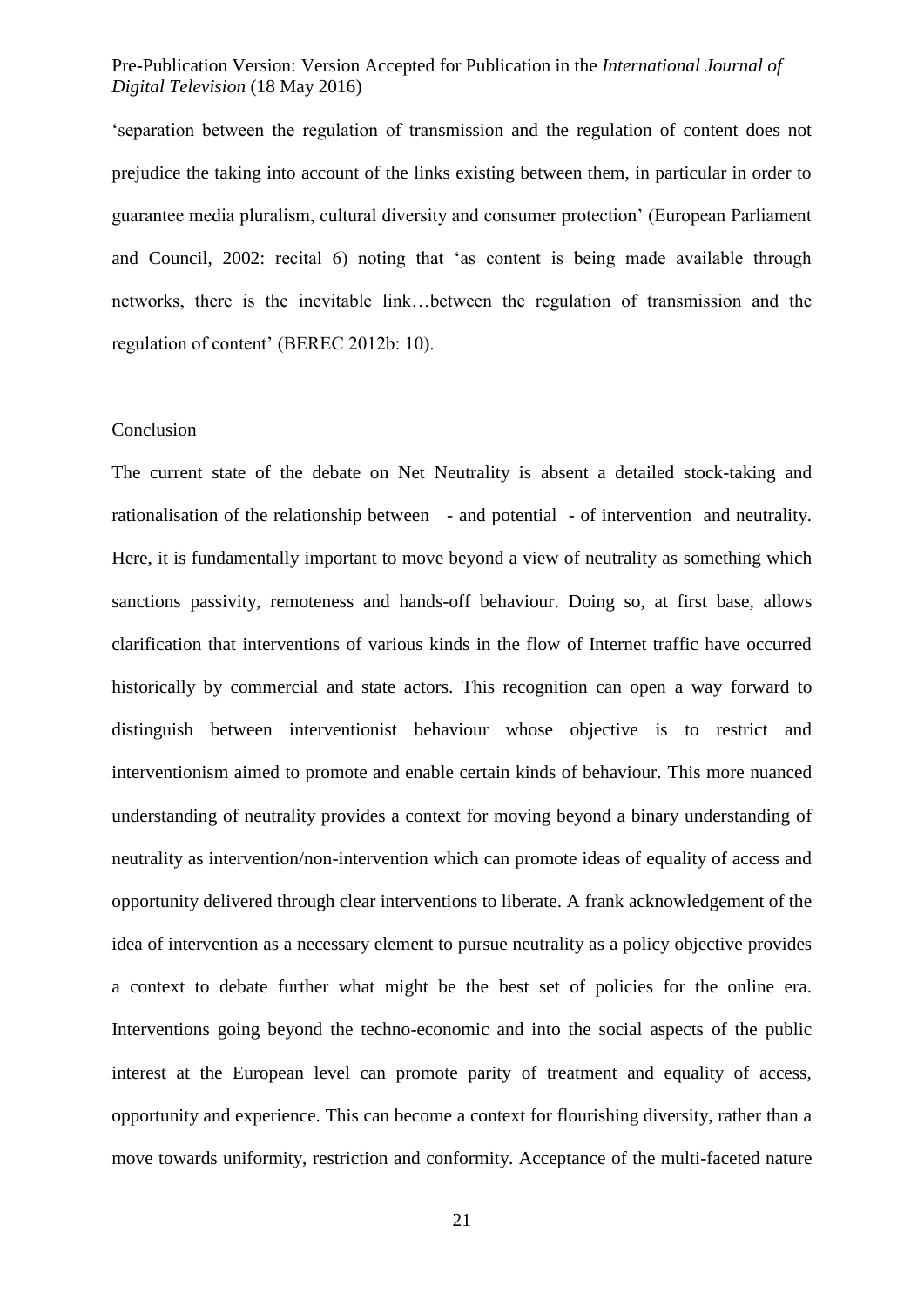'separation between the regulation of transmission and the regulation of content does not prejudice the taking into account of the links existing between them, in particular in order to guarantee media pluralism, cultural diversity and consumer protection' (European Parliament and Council, 2002: recital 6) noting that 'as content is being made available through networks, there is the inevitable link…between the regulation of transmission and the regulation of content' (BEREC 2012b: 10).

## Conclusion

The current state of the debate on Net Neutrality is absent a detailed stock-taking and rationalisation of the relationship between - and potential - of intervention and neutrality. Here, it is fundamentally important to move beyond a view of neutrality as something which sanctions passivity, remoteness and hands-off behaviour. Doing so, at first base, allows clarification that interventions of various kinds in the flow of Internet traffic have occurred historically by commercial and state actors. This recognition can open a way forward to distinguish between interventionist behaviour whose objective is to restrict and interventionism aimed to promote and enable certain kinds of behaviour. This more nuanced understanding of neutrality provides a context for moving beyond a binary understanding of neutrality as intervention/non-intervention which can promote ideas of equality of access and opportunity delivered through clear interventions to liberate. A frank acknowledgement of the idea of intervention as a necessary element to pursue neutrality as a policy objective provides a context to debate further what might be the best set of policies for the online era. Interventions going beyond the techno-economic and into the social aspects of the public interest at the European level can promote parity of treatment and equality of access, opportunity and experience. This can become a context for flourishing diversity, rather than a move towards uniformity, restriction and conformity. Acceptance of the multi-faceted nature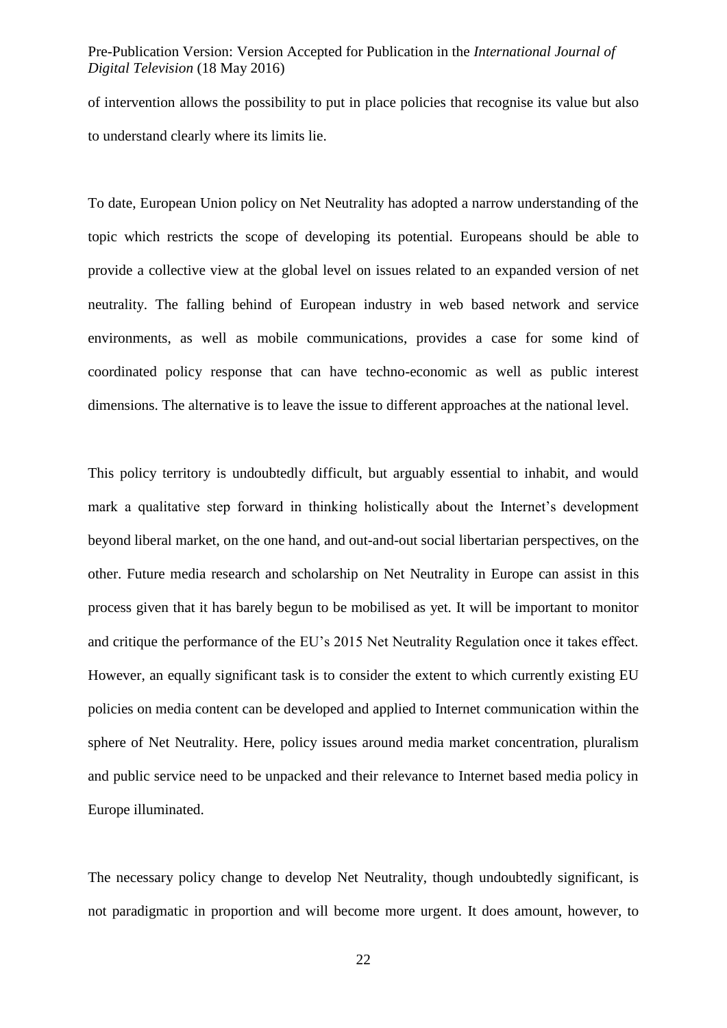of intervention allows the possibility to put in place policies that recognise its value but also to understand clearly where its limits lie.

To date, European Union policy on Net Neutrality has adopted a narrow understanding of the topic which restricts the scope of developing its potential. Europeans should be able to provide a collective view at the global level on issues related to an expanded version of net neutrality. The falling behind of European industry in web based network and service environments, as well as mobile communications, provides a case for some kind of coordinated policy response that can have techno-economic as well as public interest dimensions. The alternative is to leave the issue to different approaches at the national level.

This policy territory is undoubtedly difficult, but arguably essential to inhabit, and would mark a qualitative step forward in thinking holistically about the Internet's development beyond liberal market, on the one hand, and out-and-out social libertarian perspectives, on the other. Future media research and scholarship on Net Neutrality in Europe can assist in this process given that it has barely begun to be mobilised as yet. It will be important to monitor and critique the performance of the EU's 2015 Net Neutrality Regulation once it takes effect. However, an equally significant task is to consider the extent to which currently existing EU policies on media content can be developed and applied to Internet communication within the sphere of Net Neutrality. Here, policy issues around media market concentration, pluralism and public service need to be unpacked and their relevance to Internet based media policy in Europe illuminated.

The necessary policy change to develop Net Neutrality, though undoubtedly significant, is not paradigmatic in proportion and will become more urgent. It does amount, however, to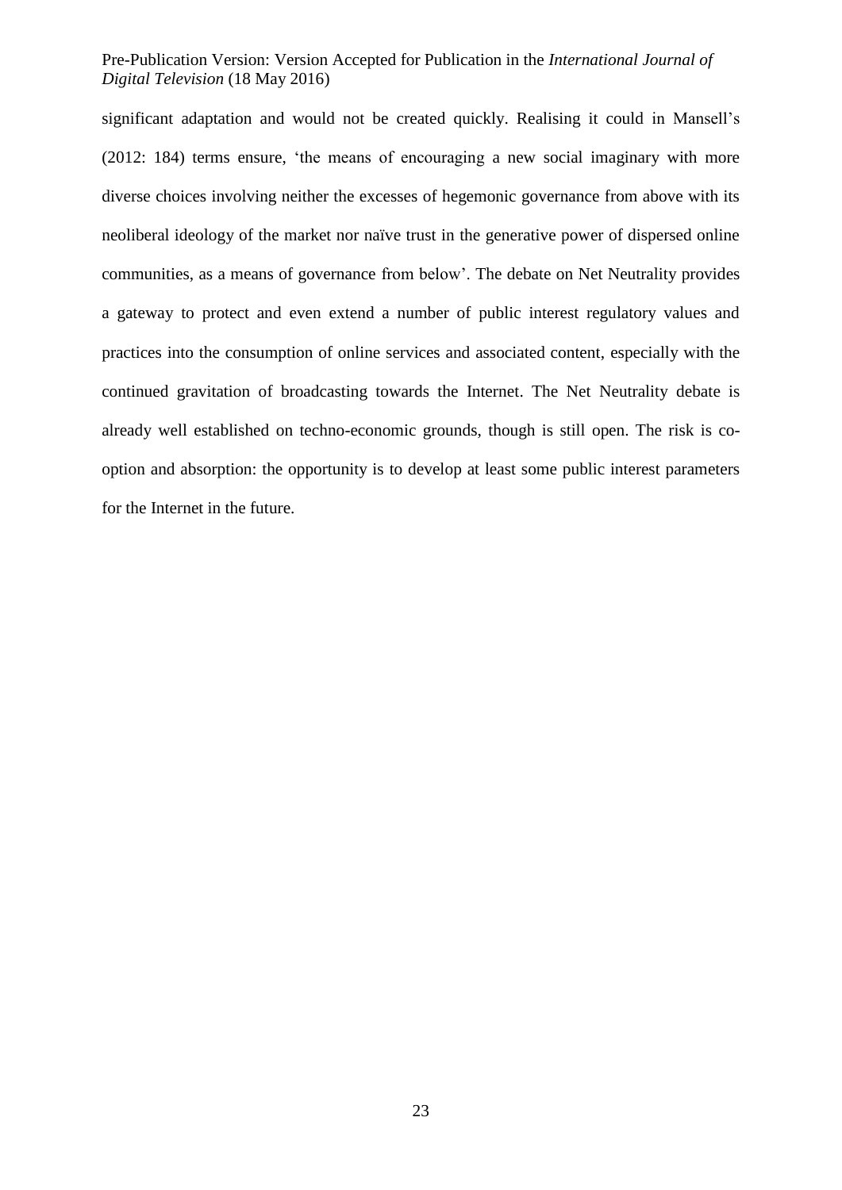significant adaptation and would not be created quickly. Realising it could in Mansell's (2012: 184) terms ensure, 'the means of encouraging a new social imaginary with more diverse choices involving neither the excesses of hegemonic governance from above with its neoliberal ideology of the market nor naïve trust in the generative power of dispersed online communities, as a means of governance from below'. The debate on Net Neutrality provides a gateway to protect and even extend a number of public interest regulatory values and practices into the consumption of online services and associated content, especially with the continued gravitation of broadcasting towards the Internet. The Net Neutrality debate is already well established on techno-economic grounds, though is still open. The risk is co-option and absorption: the opportunity is to develop at least some public interest parameters for the Internet in the future.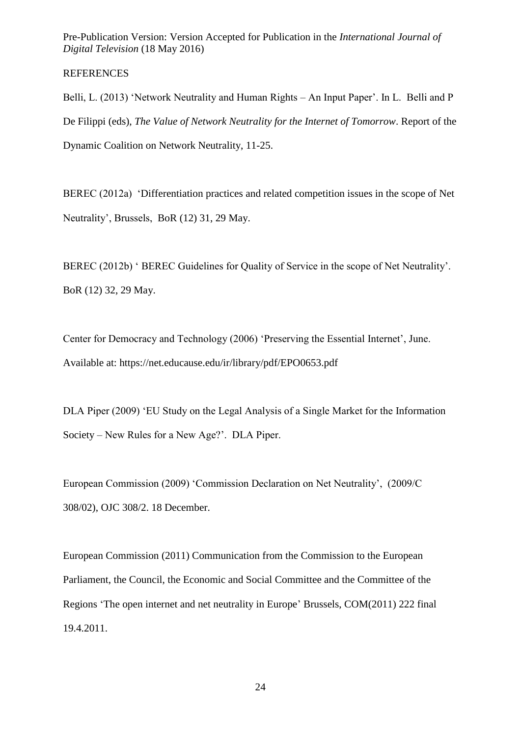REFERENCES

Belli, L. (2013) 'Network Neutrality and Human Rights – An Input Paper'. In L. Belli and P De Filippi (eds), *The Value of Network Neutrality for the Internet of Tomorrow*. Report of the Dynamic Coalition on Network Neutrality, 11-25.

BEREC (2012a) 'Differentiation practices and related competition issues in the scope of Net Neutrality', Brussels, BoR (12) 31, 29 May.

BEREC (2012b) ' BEREC Guidelines for Quality of Service in the scope of Net Neutrality'. BoR (12) 32, 29 May.

Center for Democracy and Technology (2006) 'Preserving the Essential Internet', June. Available at: https://net.educause.edu/ir/library/pdf/EPO0653.pdf

DLA Piper (2009) 'EU Study on the Legal Analysis of a Single Market for the Information Society – New Rules for a New Age?'. DLA Piper.

European Commission (2009) 'Commission Declaration on Net Neutrality', (2009/C 308/02), OJC 308/2. 18 December.

European Commission (2011) Communication from the Commission to the European Parliament, the Council, the Economic and Social Committee and the Committee of the Regions 'The open internet and net neutrality in Europe' Brussels, COM(2011) 222 final 19.4.2011.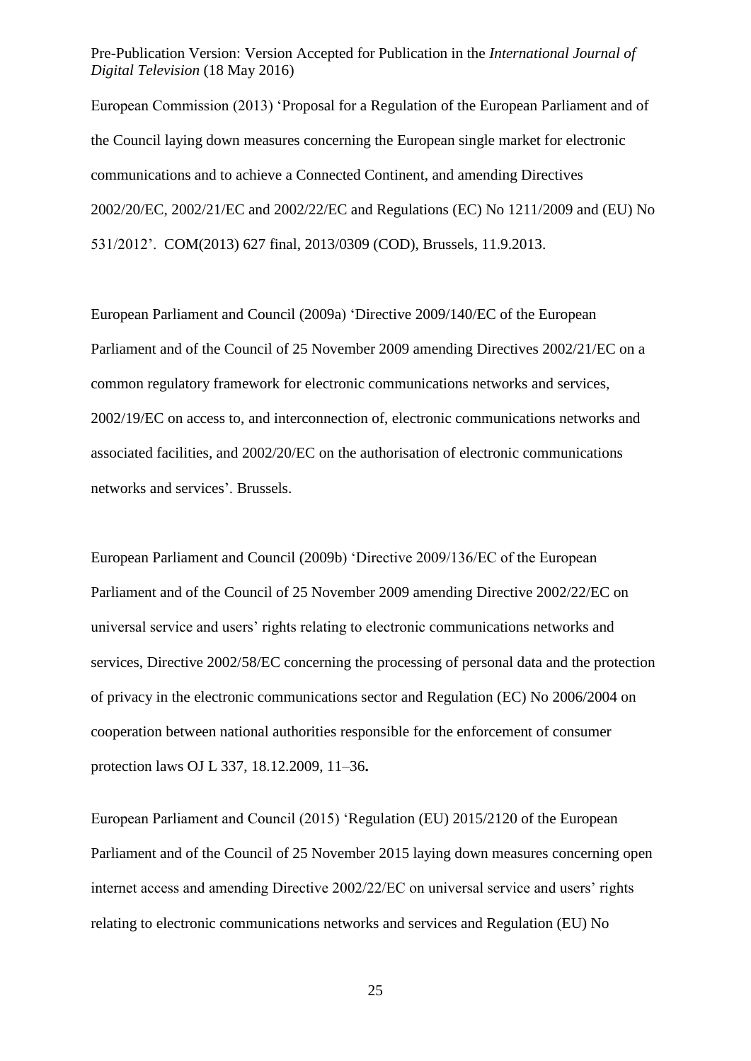European Commission (2013) 'Proposal for a Regulation of the European Parliament and of the Council laying down measures concerning the European single market for electronic communications and to achieve a Connected Continent, and amending Directives 2002/20/EC, 2002/21/EC and 2002/22/EC and Regulations (EC) No 1211/2009 and (EU) No 531/2012'. COM(2013) 627 final, 2013/0309 (COD), Brussels, 11.9.2013.

European Parliament and Council (2009a) 'Directive 2009/140/EC of the European Parliament and of the Council of 25 November 2009 amending Directives 2002/21/EC on a common regulatory framework for electronic communications networks and services, 2002/19/EC on access to, and interconnection of, electronic communications networks and associated facilities, and 2002/20/EC on the authorisation of electronic communications networks and services'. Brussels.

European Parliament and Council (2009b) 'Directive 2009/136/EC of the European Parliament and of the Council of 25 November 2009 amending Directive 2002/22/EC on universal service and users' rights relating to electronic communications networks and services, Directive 2002/58/EC concerning the processing of personal data and the protection of privacy in the electronic communications sector and Regulation (EC) No 2006/2004 on cooperation between national authorities responsible for the enforcement of consumer protection laws OJ L 337, 18.12.2009, 11–36**.**

European Parliament and Council (2015) 'Regulation (EU) 2015/2120 of the European Parliament and of the Council of 25 November 2015 laying down measures concerning open internet access and amending Directive 2002/22/EC on universal service and users' rights relating to electronic communications networks and services and Regulation (EU) No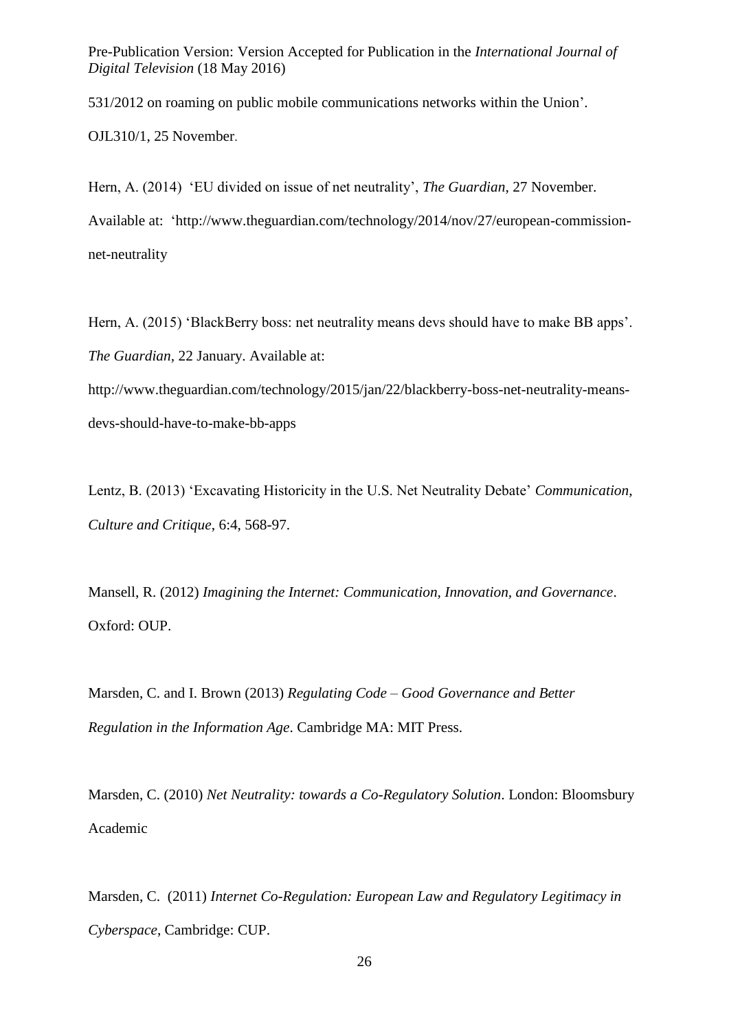531/2012 on roaming on public mobile communications networks within the Union'. OJL310/1, 25 November.

Hern, A. (2014) 'EU divided on issue of net neutrality', *The Guardian*, 27 November. Available at: 'http://www.theguardian.com/technology/2014/nov/27/european-commission-net-neutrality

Hern, A. (2015) 'BlackBerry boss: net neutrality means devs should have to make BB apps'. *The Guardian*, 22 January. Available at: http://www.theguardian.com/technology/2015/jan/22/blackberry-boss-net-neutrality-means-devs-should-have-to-make-bb-apps

Lentz, B. (2013) 'Excavating Historicity in the U.S. Net Neutrality Debate' *Communication, Culture and Critique*, 6:4, 568-97.

Mansell, R. (2012) *Imagining the Internet: Communication, Innovation, and Governance*. Oxford: OUP.

Marsden, C. and I. Brown (2013) *Regulating Code – Good Governance and Better Regulation in the Information Age*. Cambridge MA: MIT Press.

Marsden, C. (2010) *Net Neutrality: towards a Co-Regulatory Solution*. London: Bloomsbury Academic

Marsden, C. (2011) *Internet Co-Regulation: European Law and Regulatory Legitimacy in Cyberspace*, Cambridge: CUP.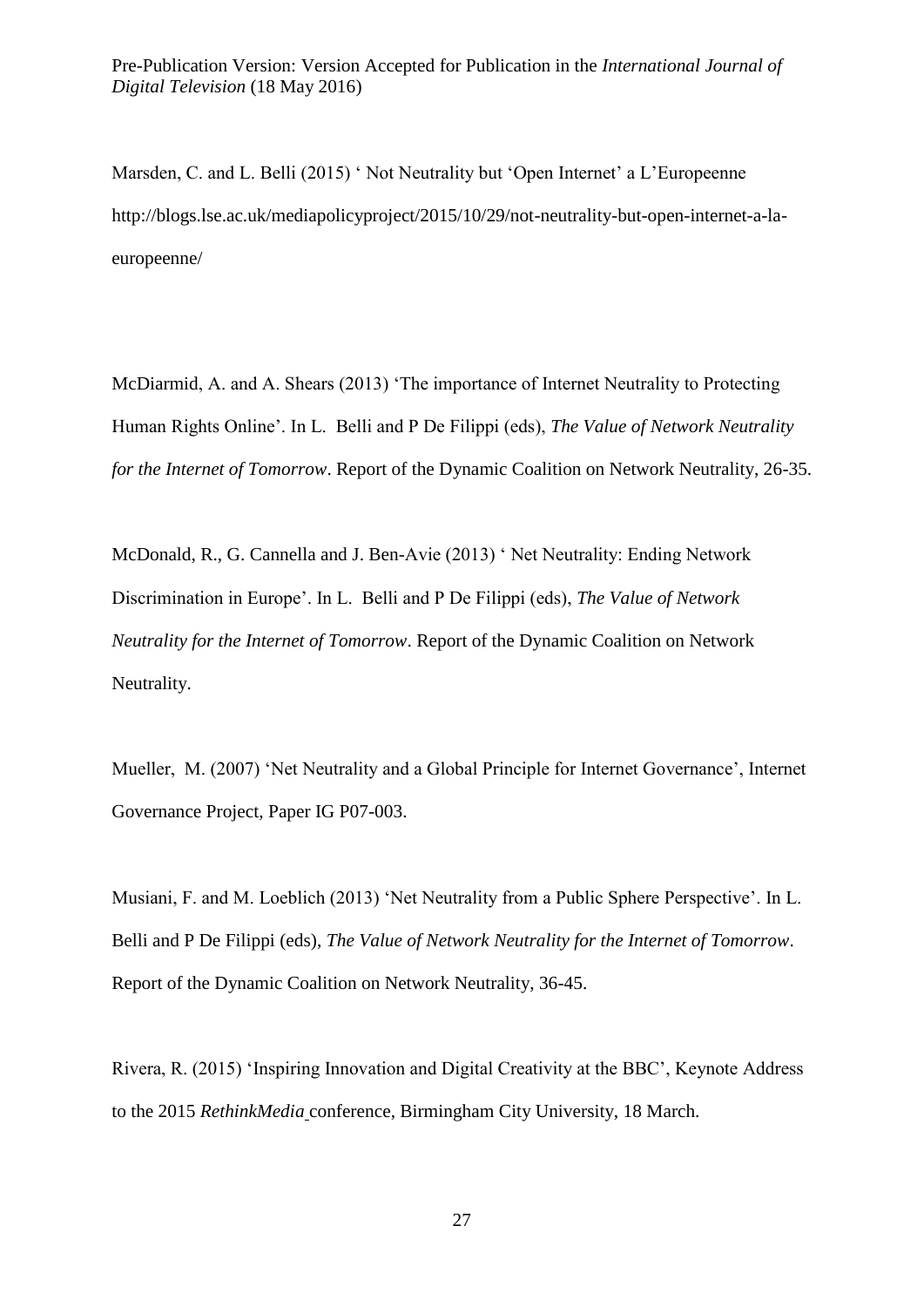Marsden, C. and L. Belli (2015) ' Not Neutrality but 'Open Internet' a L'Europeenne http://blogs.lse.ac.uk/mediapolicyproject/2015/10/29/not-neutrality-but-open-internet-a-la-europeenne/

McDiarmid, A. and A. Shears (2013) 'The importance of Internet Neutrality to Protecting Human Rights Online'. In L. Belli and P De Filippi (eds), *The Value of Network Neutrality for the Internet of Tomorrow*. Report of the Dynamic Coalition on Network Neutrality, 26-35.

McDonald, R., G. Cannella and J. Ben-Avie (2013) ' Net Neutrality: Ending Network Discrimination in Europe'. In L. Belli and P De Filippi (eds), *The Value of Network Neutrality for the Internet of Tomorrow*. Report of the Dynamic Coalition on Network Neutrality.

Mueller, M. (2007) 'Net Neutrality and a Global Principle for Internet Governance', Internet Governance Project, Paper IG P07-003.

Musiani, F. and M. Loeblich (2013) 'Net Neutrality from a Public Sphere Perspective'. In L. Belli and P De Filippi (eds), *The Value of Network Neutrality for the Internet of Tomorrow*. Report of the Dynamic Coalition on Network Neutrality, 36-45.

Rivera, R. (2015) 'Inspiring Innovation and Digital Creativity at the BBC', Keynote Address to the 2015 *RethinkMedia* conference, Birmingham City University, 18 March.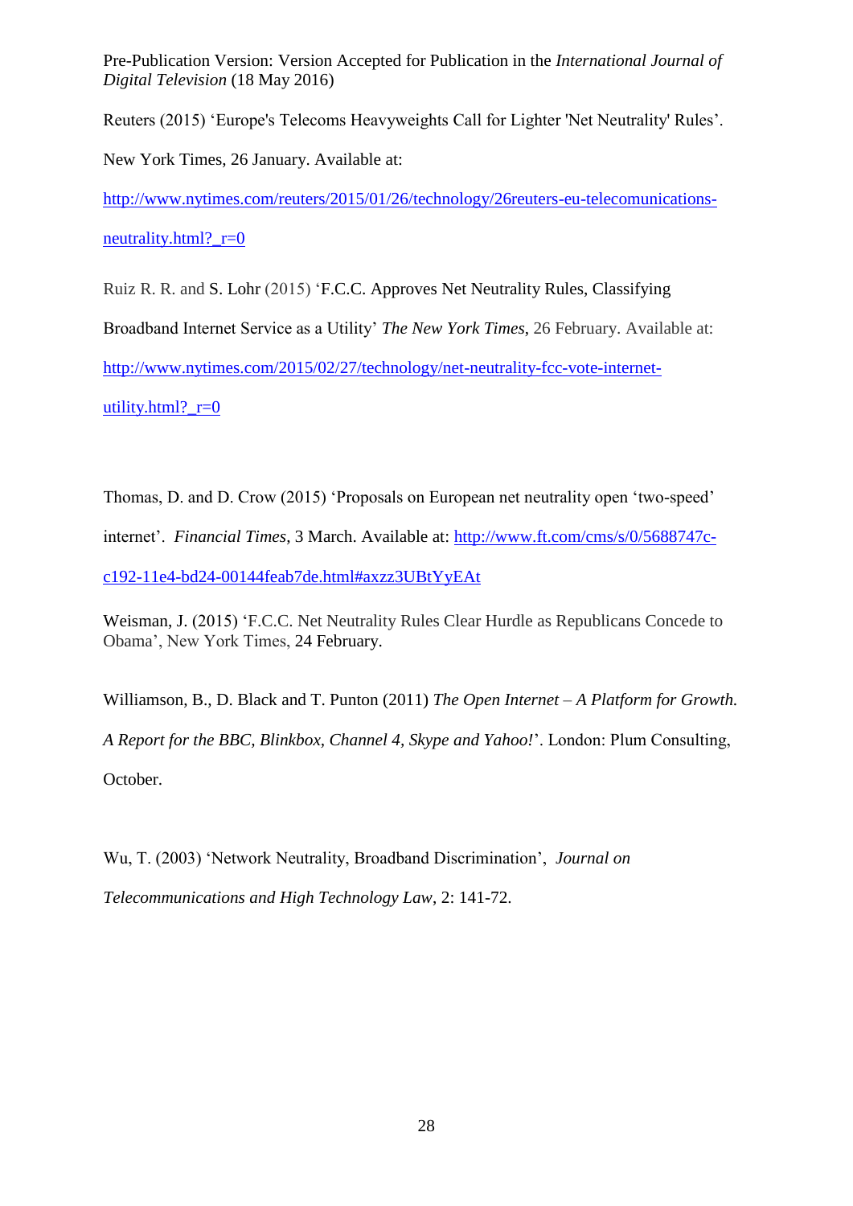Reuters (2015) 'Europe's Telecoms Heavyweights Call for Lighter 'Net Neutrality' Rules'. New York Times, 26 January. Available at: http://www.nytimes.com/reuters/2015/01/26/technology/26reuters-eu-telecomunications-neutrality.html?_r=0

Ruiz R. R. and S. Lohr (2015) 'F.C.C. Approves Net Neutrality Rules, Classifying Broadband Internet Service as a Utility' *The New York Times*, 26 February. Available at: http://www.nytimes.com/2015/02/27/technology/net-neutrality-fcc-vote-internet-utility.html?_r=0

Thomas, D. and D. Crow (2015) 'Proposals on European net neutrality open 'two-speed' internet'. *Financial Times*, 3 March. Available at: http://www.ft.com/cms/s/0/5688747c-c192-11e4-bd24-00144feab7de.html#axzz3UBtYyEAt

Weisman, J. (2015) 'F.C.C. Net Neutrality Rules Clear Hurdle as Republicans Concede to Obama', New York Times, 24 February.

Williamson, B., D. Black and T. Punton (2011) *The Open Internet – A Platform for Growth. A Report for the BBC, Blinkbox, Channel 4, Skype and Yahoo!*'. London: Plum Consulting, October.

Wu, T. (2003) 'Network Neutrality, Broadband Discrimination', *Journal on Telecommunications and High Technology Law*, 2: 141-72.